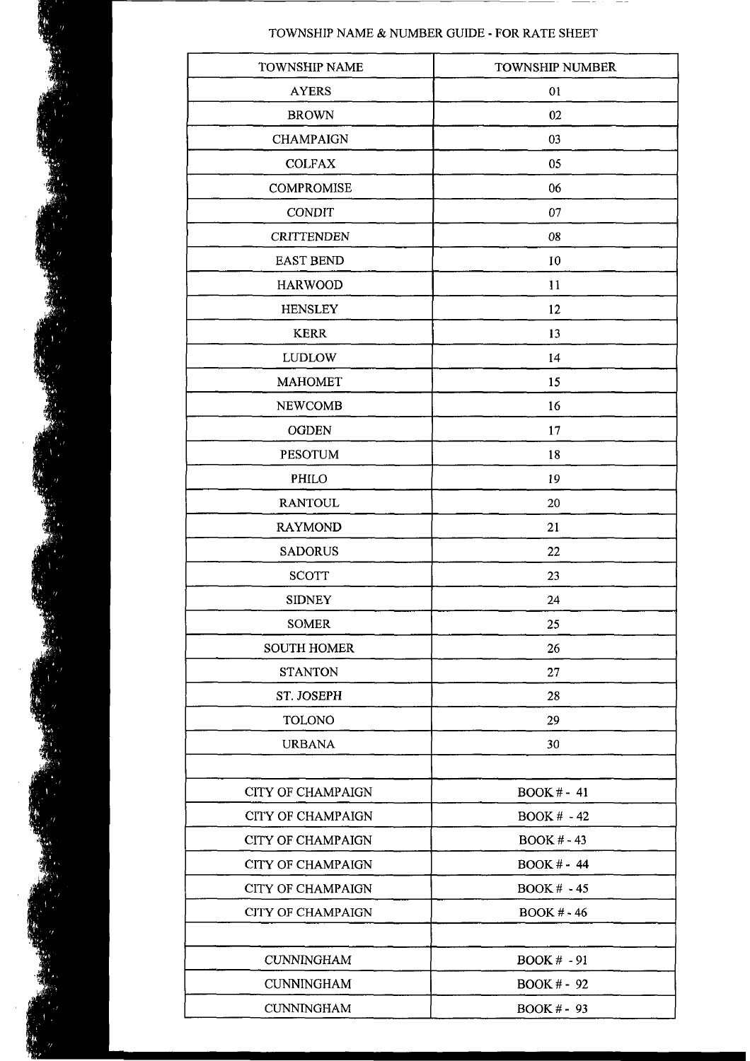# TOWNSHIP NAME & NUMBER GUIDE - FOR RATE SHEET

| TOWNSHIP NAME | TOWNSHIP NUMBER |
|---|---|
| AYERS | 01 |
| BROWN | 02 |
| CHAMPAIGN | 03 |
| COLFAX | 05 |
| COMPROMISE | 06 |
| CONDIT | 07 |
| CRITTENDEN | 08 |
| EAST BEND | 10 |
| HARWOOD | 11 |
| HENSLEY | 12 |
| KERR | 13 |
| LUDLOW | 14 |
| MAHOMET | 15 |
| NEWCOMB | 16 |
| OGDEN | 17 |
| PESOTUM | 18 |
| PHILO | 19 |
| RANTOUL | 20 |
| RAYMOND | 21 |
| SADORUS | 22 |
| SCOTT | 23 |
| SIDNEY | 24 |
| SOMER | 25 |
| SOUTH HOMER | 26 |
| STANTON | 27 |
| ST. JOSEPH | 28 |
| TOLONO | 29 |
| URBANA | 30 |
| | |
| CITY OF CHAMPAIGN | BOOK # - 41 |
| CITY OF CHAMPAIGN | BOOK # - 42 |
| CITY OF CHAMPAIGN | BOOK # - 43 |
| CITY OF CHAMPAIGN | BOOK # - 44 |
| CITY OF CHAMPAIGN | BOOK # - 45 |
| CITY OF CHAMPAIGN | BOOK # - 46 |
| | |
| CUNNINGHAM | BOOK # - 91 |
| CUNNINGHAM | BOOK # - 92 |
| CUNNINGHAM | BOOK # - 93 |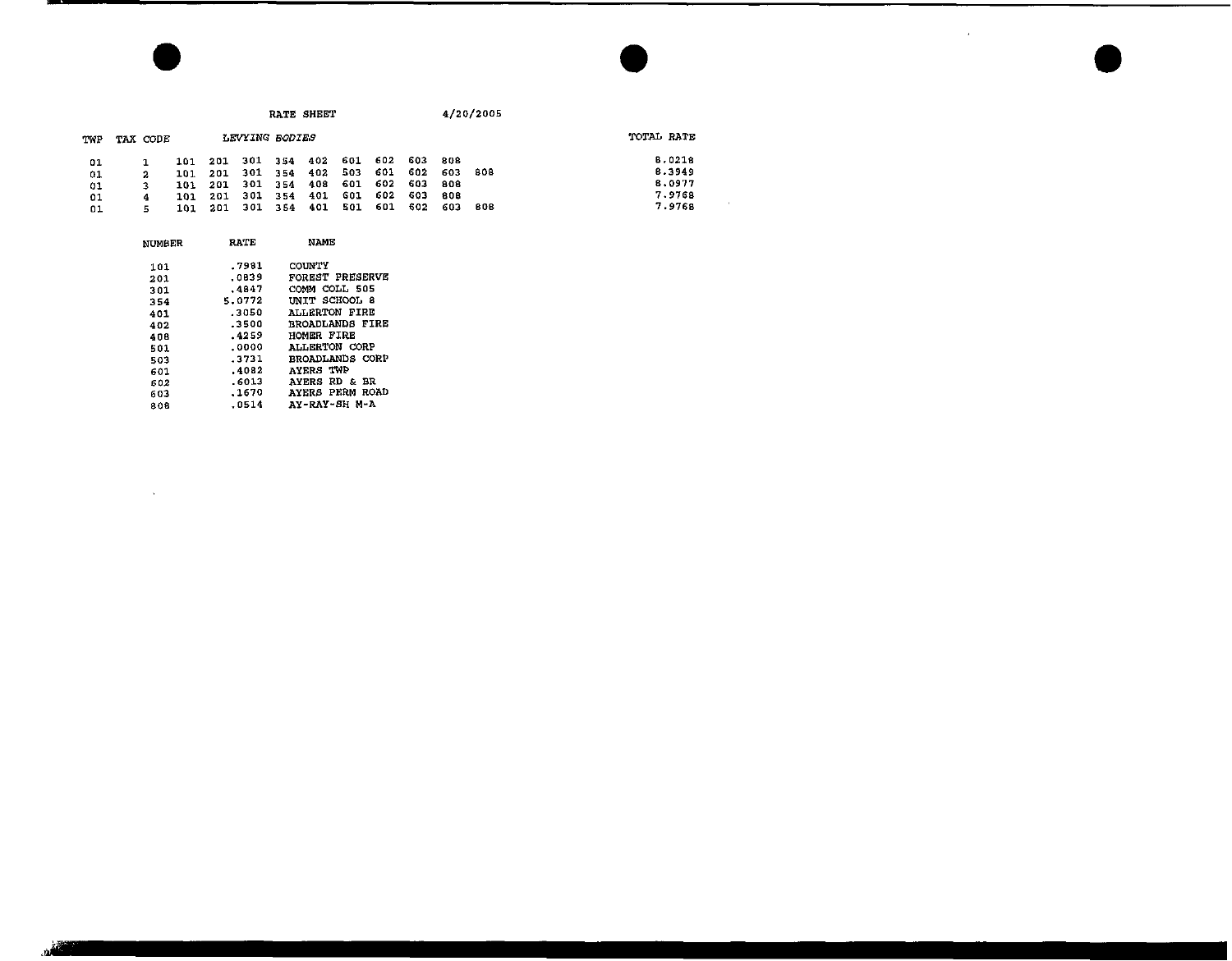RATE SHEET 4/20/2005

| TWP | TAX CODE | LEVYING BODIES | | | | | | | | | | TOTAL RATE |
|---|---|---|---|---|---|---|---|---|---|---|---|---|
| 01 | 1 | 101 | 201 | 301 | 354 | 402 | 601 | 602 | 603 | 808 | | 8.0218 |
| 01 | 2 | 101 | 201 | 301 | 354 | 402 | 503 | 601 | 602 | 603 | 808 | 8.3949 |
| 01 | 3 | 101 | 201 | 301 | 354 | 408 | 601 | 602 | 603 | 808 | | 8.0977 |
| 01 | 4 | 101 | 201 | 301 | 354 | 401 | 601 | 602 | 603 | 808 | | 7.9768 |
| 01 | 5 | 101 | 201 | 301 | 354 | 401 | 501 | 601 | 602 | 603 | 808 | 7.9768 |

| NUMBER | RATE | NAME |
|---|---|---|
| 101 | .7981 | COUNTY |
| 201 | .0839 | FOREST PRESERVE |
| 301 | .4847 | COMM COLL 505 |
| 354 | 5.0772 | UNIT SCHOOL 8 |
| 401 | .3050 | ALLERTON FIRE |
| 402 | .3500 | BROADLANDS FIRE |
| 408 | .4259 | HOMER FIRE |
| 501 | .0000 | ALLERTON CORP |
| 503 | .3731 | BROADLANDS CORP |
| 601 | .4082 | AYERS TWP |
| 602 | .6013 | AYERS RD & BR |
| 603 | .1670 | AYERS PERM ROAD |
| 808 | .0514 | AY-RAY-SH M-A |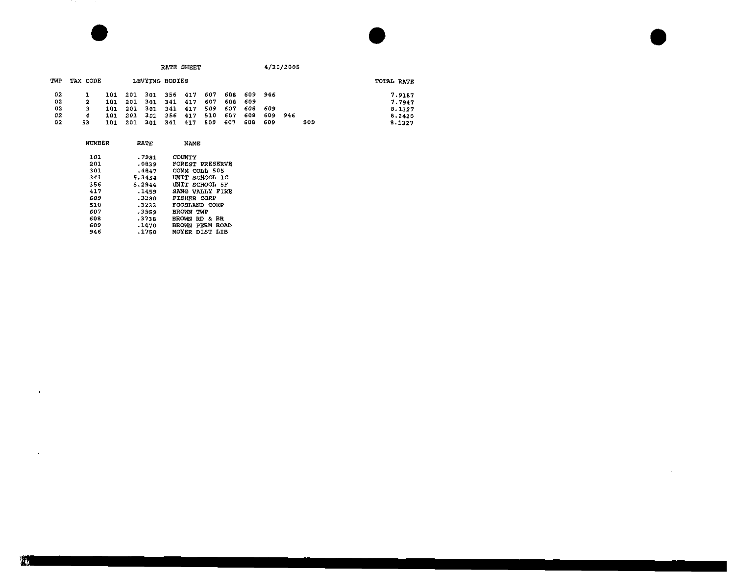RATE SHEET 4/20/2005

| TWP | TAX CODE | LEVYING BODIES | | | | | | | | | | | TOTAL RATE |
|---|---|---|---|---|---|---|---|---|---|---|---|---|---|
| 02 | 1 | 101 | 201 | 301 | 356 | 417 | 607 | 608 | 609 | 946 | | | 7.9187 |
| 02 | 2 | 101 | 201 | 301 | 341 | 417 | 607 | 608 | 609 | | | | 7.7947 |
| 02 | 3 | 101 | 201 | 301 | 341 | 417 | 509 | 607 | 608 | 609 | | | 8.1327 |
| 02 | 4 | 101 | 201 | 301 | 356 | 417 | 510 | 607 | 608 | 609 | 946 | | 8.2420 |
| 02 | 53 | 101 | 201 | 301 | 341 | 417 | 509 | 607 | 608 | 609 | | 509 | 8.1327 |

| NUMBER | RATE | NAME |
|---|---|---|
| 101 | .7981 | COUNTY |
| 201 | .0839 | FOREST PRESERVE |
| 301 | .4847 | COMM COLL 505 |
| 341 | 5.3454 | UNIT SCHOOL 1C |
| 356 | 5.2944 | UNIT SCHOOL 5F |
| 417 | .1459 | SANG VALLY FIRE |
| 509 | .3380 | FISHER CORP |
| 510 | .3233 | FOOSLAND CORP |
| 607 | .3959 | BROWN TWP |
| 608 | .3738 | BROWN RD & BR |
| 609 | .1670 | BROWN PERM ROAD |
| 946 | .1750 | MOYER DIST LIB |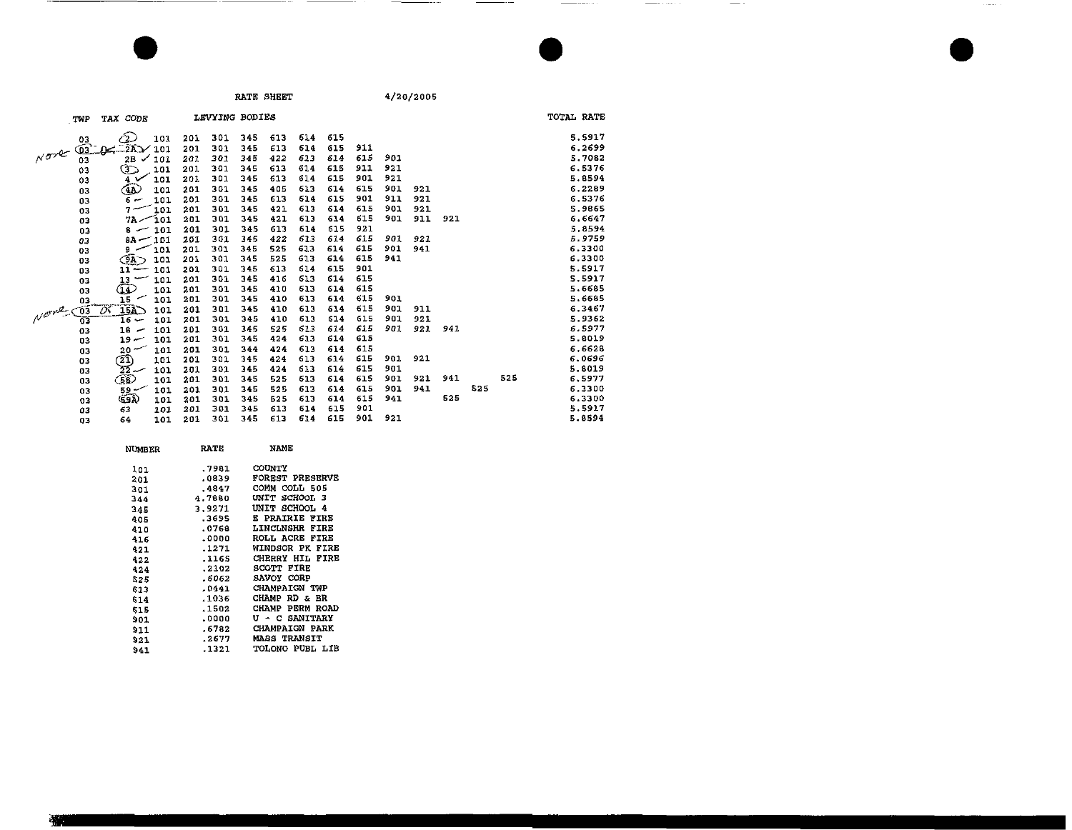RATE SHEET — 4/20/2005

| TWP | TAX CODE | LEVYING BODIES | | | | | | | | | | | | | TOTAL RATE |
|---|---|---|---|---|---|---|---|---|---|---|---|---|---|---|---|
| 03 | 2 | 101 | 201 | 301 | 345 | 613 | 614 | 615 | | | | | | | 5.5917 |
| 03 | 2A | 101 | 201 | 301 | 345 | 613 | 614 | 615 | 911 | | | | | | 6.2699 |
| 03 | 2B | 101 | 201 | 301 | 345 | 422 | 613 | 614 | 615 | 901 | | | | | 5.7082 |
| 03 | 3 | 101 | 201 | 301 | 345 | 613 | 614 | 615 | 911 | 921 | | | | | 6.5376 |
| 03 | 4 | 101 | 201 | 301 | 345 | 613 | 614 | 615 | 901 | 921 | | | | | 5.8594 |
| 03 | 4A | 101 | 201 | 301 | 345 | 405 | 613 | 614 | 615 | 901 | 921 | | | | 6.2289 |
| 03 | 6 | 101 | 201 | 301 | 345 | 613 | 614 | 615 | 901 | 911 | 921 | | | | 6.5376 |
| 03 | 7 | 101 | 201 | 301 | 345 | 421 | 613 | 614 | 615 | 901 | 921 | | | | 5.9865 |
| 03 | 7A | 101 | 201 | 301 | 345 | 421 | 613 | 614 | 615 | 901 | 911 | 921 | | | 6.6647 |
| 03 | 8 | 101 | 201 | 301 | 345 | 613 | 614 | 615 | 921 | | | | | | 5.8594 |
| 03 | 8A | 101 | 201 | 301 | 345 | 422 | 613 | 614 | 615 | 901 | 921 | | | | 5.9759 |
| 03 | 9 | 101 | 201 | 301 | 345 | 525 | 613 | 614 | 615 | 901 | 941 | | | | 6.3300 |
| 03 | 9A | 101 | 201 | 301 | 345 | 525 | 613 | 614 | 615 | 941 | | | | | 6.3300 |
| 03 | 11 | 101 | 201 | 301 | 345 | 613 | 614 | 615 | 901 | | | | | | 5.5917 |
| 03 | 13 | 101 | 201 | 301 | 345 | 416 | 613 | 614 | 615 | | | | | | 5.5917 |
| 03 | 14 | 101 | 201 | 301 | 345 | 410 | 613 | 614 | 615 | | | | | | 5.6685 |
| 03 | 15 | 101 | 201 | 301 | 345 | 410 | 613 | 614 | 615 | 901 | | | | | 5.6685 |
| 03 | 15A | 101 | 201 | 301 | 345 | 410 | 613 | 614 | 615 | 901 | 911 | | | | 6.3467 |
| 03 | 16 | 101 | 201 | 301 | 345 | 410 | 613 | 614 | 615 | 901 | 921 | | | | 5.9362 |
| 03 | 18 | 101 | 201 | 301 | 345 | 525 | 613 | 614 | 615 | 901 | 921 | 941 | | | 6.5977 |
| 03 | 19 | 101 | 201 | 301 | 345 | 424 | 613 | 614 | 615 | | | | | | 5.8019 |
| 03 | 20 | 101 | 201 | 301 | 344 | 424 | 613 | 614 | 615 | | | | | | 6.6628 |
| 03 | 21 | 101 | 201 | 301 | 345 | 424 | 613 | 614 | 615 | 901 | 921 | | | | 6.0696 |
| 03 | 22 | 101 | 201 | 301 | 345 | 424 | 613 | 614 | 615 | 901 | | | | | 5.8019 |
| 03 | 58 | 101 | 201 | 301 | 345 | 525 | 613 | 614 | 615 | 901 | 921 | 941 | | 525 | 6.5977 |
| 03 | 59 | 101 | 201 | 301 | 345 | 525 | 613 | 614 | 615 | 901 | 941 | | 525 | | 6.3300 |
| 03 | 59A | 101 | 201 | 301 | 345 | 525 | 613 | 614 | 615 | 941 | | 525 | | | 6.3300 |
| 03 | 63 | 101 | 201 | 301 | 345 | 613 | 614 | 615 | 901 | | | | | | 5.5917 |
| 03 | 64 | 101 | 201 | 301 | 345 | 613 | 614 | 615 | 901 | 921 | | | | | 5.8594 |

| NUMBER | RATE | NAME |
|---|---|---|
| 101 | .7981 | COUNTY |
| 201 | .0839 | FOREST PRESERVE |
| 301 | .4847 | COMM COLL 505 |
| 344 | 4.7880 | UNIT SCHOOL 3 |
| 345 | 3.9271 | UNIT SCHOOL 4 |
| 405 | .3695 | E PRAIRIE FIRE |
| 410 | .0768 | LINCLNSHR FIRE |
| 416 | .0000 | ROLL ACRE FIRE |
| 421 | .1271 | WINDSOR PK FIRE |
| 422 | .1165 | CHERRY HIL FIRE |
| 424 | .2102 | SCOTT FIRE |
| 525 | .6062 | SAVOY CORP |
| 613 | .0441 | CHAMPAIGN TWP |
| 614 | .1036 | CHAMP RD & BR |
| 615 | .1502 | CHAMP PERM ROAD |
| 901 | .0000 | U - C SANITARY |
| 911 | .6782 | CHAMPAIGN PARK |
| 921 | .2677 | MASS TRANSIT |
| 941 | .1321 | TOLONO PUBL LIB |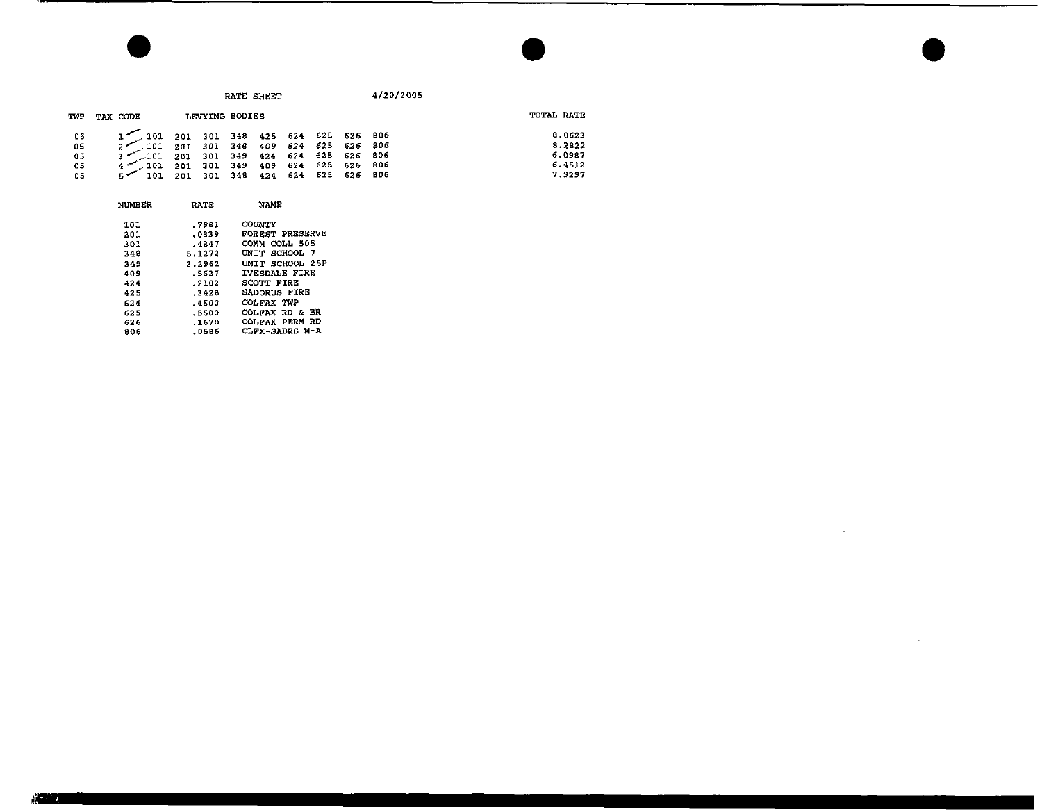RATE SHEET 4/20/2005

| TWP | TAX CODE | LEVYING BODIES | | | | | | | | | TOTAL RATE |
|---|---|---|---|---|---|---|---|---|---|---|---|
| 05 | 1 | 101 | 201 | 301 | 348 | 425 | 624 | 625 | 626 | 806 | 8.0623 |
| 05 | 2 | 101 | 201 | 301 | 348 | 409 | 624 | 625 | 626 | 806 | 8.2822 |
| 05 | 3 | 101 | 201 | 301 | 349 | 424 | 624 | 625 | 626 | 806 | 6.0987 |
| 05 | 4 | 101 | 201 | 301 | 349 | 409 | 624 | 625 | 626 | 806 | 6.4512 |
| 05 | 5 | 101 | 201 | 301 | 348 | 424 | 624 | 625 | 626 | 806 | 7.9297 |

| NUMBER | RATE | NAME |
|---|---|---|
| 101 | .7961 | COUNTY |
| 201 | .0839 | FOREST PRESERVE |
| 301 | .4847 | COMM COLL 505 |
| 348 | 5.1272 | UNIT SCHOOL 7 |
| 349 | 3.2962 | UNIT SCHOOL 25P |
| 409 | .5627 | IVESDALE FIRE |
| 424 | .2102 | SCOTT FIRE |
| 425 | .3428 | SADORUS FIRE |
| 624 | .4500 | COLFAX TWP |
| 625 | .5500 | COLFAX RD & BR |
| 626 | .1670 | COLFAX PERM RD |
| 806 | .0586 | CLFX-SADRS M-A |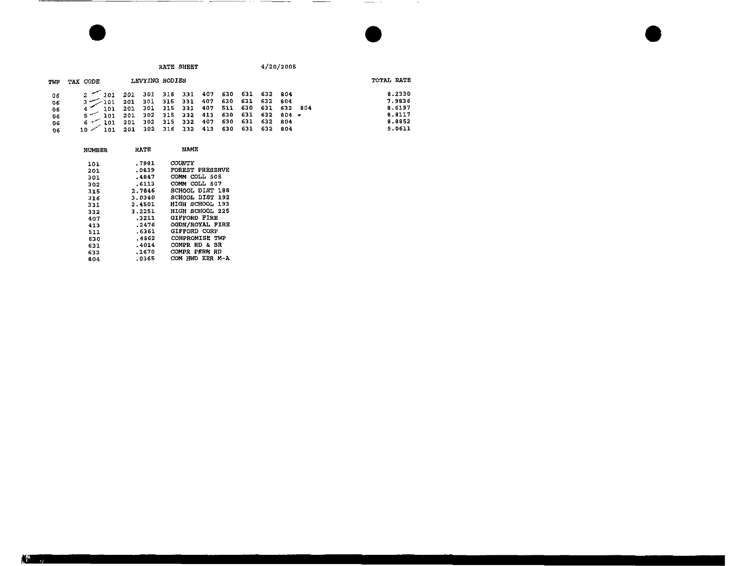RATE SHEET 4/20/2005

| TWP | TAX CODE | LEVYING BODIES | | | | | | | | | | | TOTAL RATE |
|---|---|---|---|---|---|---|---|---|---|---|---|---|---|
| 06 | 2 | 101 | 201 | 301 | 316 | 331 | 407 | 630 | 631 | 632 | 804 | | 8.2330 |
| 06 | 3 | 101 | 201 | 301 | 315 | 331 | 407 | 630 | 631 | 632 | 804 | | 7.9836 |
| 06 | 4 | 101 | 201 | 301 | 315 | 331 | 407 | 511 | 630 | 631 | 632 | 804 | 8.6197 |
| 06 | 5 | 101 | 201 | 302 | 315 | 332 | 413 | 630 | 631 | 632 | 804 | | 8.8117 |
| 06 | 6 | 101 | 201 | 302 | 315 | 332 | 407 | 630 | 631 | 632 | 804 | | 8.8852 |
| 06 | 10 | 101 | 201 | 302 | 316 | 332 | 413 | 630 | 631 | 632 | 804 | | 9.0611 |

| NUMBER | RATE | NAME |
|---|---|---|
| 101 | .7981 | COUNTY |
| 201 | .0839 | FOREST PRESERVE |
| 301 | .4847 | COMM COLL 505 |
| 302 | .6113 | COMM COLL 507 |
| 315 | 2.7846 | SCHOOL DIST 188 |
| 316 | 3.0340 | SCHOOL DIST 192 |
| 331 | 2.4501 | HIGH SCHOOL 193 |
| 332 | 3.2251 | HIGH SCHOOL 225 |
| 407 | .3211 | GIFFORD FIRE |
| 413 | .2476 | OGDN/ROYAL FIRE |
| 511 | .6361 | GIFFORD CORP |
| 630 | .4562 | COMPROMISE TWP |
| 631 | .4014 | COMPR RD & BR |
| 632 | .1670 | COMPR PERM RD |
| 804 | .0365 | COM HWD KER M-A |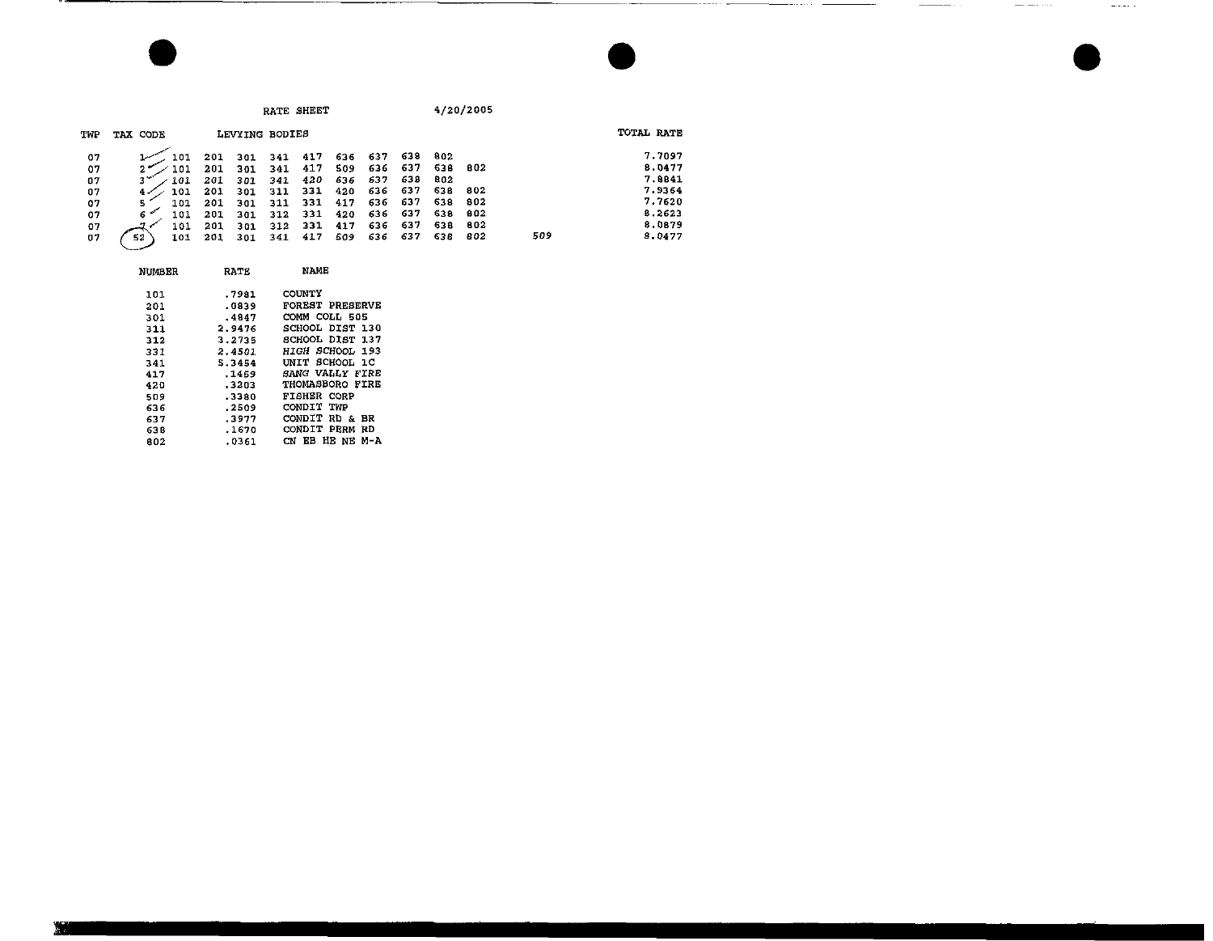RATE SHEET 4/20/2005

| TWP | TAX CODE | LEVYING BODIES | | | | | | | | | | | | TOTAL RATE |
|---|---|---|---|---|---|---|---|---|---|---|---|---|---|---|
| 07 | 1 | 101 | 201 | 301 | 341 | 417 | 636 | 637 | 638 | 802 | | | | 7.7097 |
| 07 | 2 | 101 | 201 | 301 | 341 | 417 | 509 | 636 | 637 | 638 | 802 | | | 8.0477 |
| 07 | 3 | 101 | 201 | 301 | 341 | 420 | 636 | 637 | 638 | 802 | | | | 7.8841 |
| 07 | 4 | 101 | 201 | 301 | 311 | 331 | 420 | 636 | 637 | 638 | 802 | | | 7.9364 |
| 07 | 5 | 101 | 201 | 301 | 311 | 331 | 417 | 636 | 637 | 638 | 802 | | | 7.7620 |
| 07 | 6 | 101 | 201 | 301 | 312 | 331 | 420 | 636 | 637 | 638 | 802 | | | 8.2623 |
| 07 | 7 | 101 | 201 | 301 | 312 | 331 | 417 | 636 | 637 | 638 | 802 | | | 8.0879 |
| 07 | 52 | 101 | 201 | 301 | 341 | 417 | 509 | 636 | 637 | 638 | 802 | | 509 | 8.0477 |

| NUMBER | RATE | NAME |
|---|---|---|
| 101 | .7981 | COUNTY |
| 201 | .0839 | FOREST PRESERVE |
| 301 | .4847 | COMM COLL 505 |
| 311 | 2.9476 | SCHOOL DIST 130 |
| 312 | 3.2735 | SCHOOL DIST 137 |
| 331 | 2.4501 | HIGH SCHOOL 193 |
| 341 | 5.3454 | UNIT SCHOOL 1C |
| 417 | .1469 | SANG VALLY FIRE |
| 420 | .3203 | THOMASBORO FIRE |
| 509 | .3380 | FISHER CORP |
| 636 | .2509 | CONDIT TWP |
| 637 | .3977 | CONDIT RD & BR |
| 638 | .1670 | CONDIT PERM RD |
| 802 | .0361 | CN EB HE NE M-A |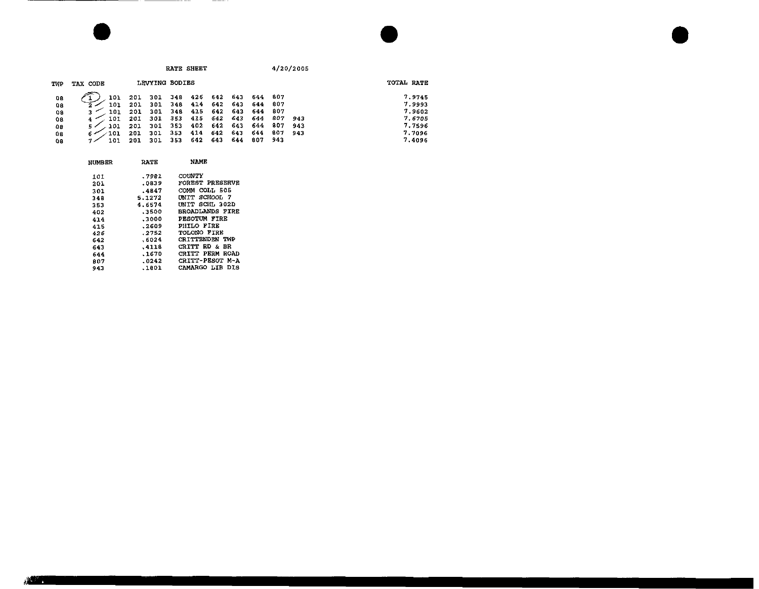RATE SHEET 4/20/2005

| TWP | TAX CODE | LEVYING BODIES | | | | | | | | | | TOTAL RATE |
|---|---|---|---|---|---|---|---|---|---|---|---|---|
| 08 | 1 | 101 | 201 | 301 | 348 | 426 | 642 | 643 | 644 | 807 | | 7.9745 |
| 08 | 2 | 101 | 201 | 301 | 348 | 414 | 642 | 643 | 644 | 807 | | 7.9993 |
| 08 | 3 | 101 | 201 | 301 | 348 | 415 | 642 | 643 | 644 | 807 | | 7.9602 |
| 08 | 4 | 101 | 201 | 301 | 353 | 415 | 642 | 643 | 644 | 807 | 943 | 7.6705 |
| 08 | 5 | 101 | 201 | 301 | 353 | 402 | 642 | 643 | 644 | 807 | 943 | 7.7596 |
| 08 | 6 | 101 | 201 | 301 | 353 | 414 | 642 | 643 | 644 | 807 | 943 | 7.7096 |
| 08 | 7 | 101 | 201 | 301 | 353 | 642 | 643 | 644 | 807 | 943 | | 7.4096 |

| NUMBER | RATE | NAME |
|---|---|---|
| 101 | .7981 | COUNTY |
| 201 | .0839 | FOREST PRESERVE |
| 301 | .4847 | COMM COLL 505 |
| 348 | 5.1272 | UNIT SCHOOL 7 |
| 353 | 4.6574 | UNIT SCHL 302D |
| 402 | .3500 | BROADLANDS FIRE |
| 414 | .3000 | PESOTUM FIRE |
| 415 | .2609 | PHILO FIRE |
| 426 | .2752 | TOLONO FIRE |
| 642 | .6024 | CRITTENDEN TWP |
| 643 | .4118 | CRITT RD & BR |
| 644 | .1670 | CRITT PERM ROAD |
| 807 | .0242 | CRITT-PESOT M-A |
| 943 | .1801 | CAMARGO LIB DIS |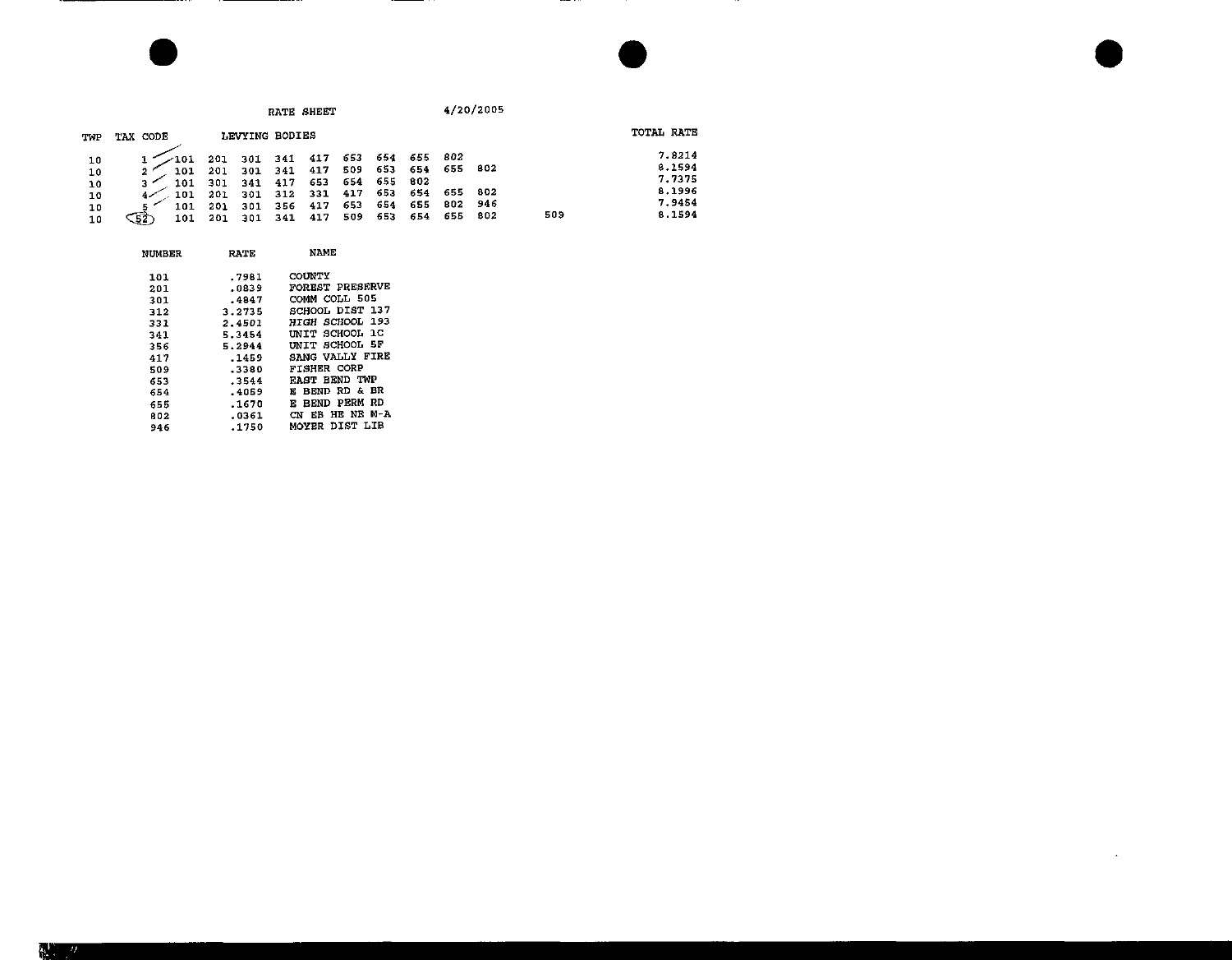RATE SHEET 4/20/2005

| TWP | TAX CODE | LEVYING BODIES | | | | | | | | | | | TOTAL RATE |
|---|---|---|---|---|---|---|---|---|---|---|---|---|---|
| 10 | 1 | 101 | 201 | 301 | 341 | 417 | 653 | 654 | 655 | 802 | | | 7.8214 |
| 10 | 2 | 101 | 201 | 301 | 341 | 417 | 509 | 653 | 654 | 655 | 802 | | 8.1594 |
| 10 | 3 | 101 | 301 | 341 | 417 | 653 | 654 | 655 | 802 | | | | 7.7375 |
| 10 | 4 | 101 | 201 | 301 | 312 | 331 | 417 | 653 | 654 | 655 | 802 | | 8.1996 |
| 10 | 5 | 101 | 201 | 301 | 356 | 417 | 653 | 654 | 655 | 802 | 946 | | 7.9454 |
| 10 | 52 | 101 | 201 | 301 | 341 | 417 | 509 | 653 | 654 | 655 | 802 | 509 | 8.1594 |

| NUMBER | RATE | NAME |
|---|---|---|
| 101 | .7981 | COUNTY |
| 201 | .0839 | FOREST PRESERVE |
| 301 | .4847 | COMM COLL 505 |
| 312 | 3.2735 | SCHOOL DIST 137 |
| 331 | 2.4501 | HIGH SCHOOL 193 |
| 341 | 5.3454 | UNIT SCHOOL 1C |
| 356 | 5.2944 | UNIT SCHOOL 5F |
| 417 | .1459 | SANG VALLY FIRE |
| 509 | .3380 | FISHER CORP |
| 653 | .3544 | EAST BEND TWP |
| 654 | .4059 | E BEND RD & BR |
| 655 | .1670 | E BEND PERM RD |
| 802 | .0361 | CN EB HE NE M-A |
| 946 | .1750 | MOYER DIST LIB |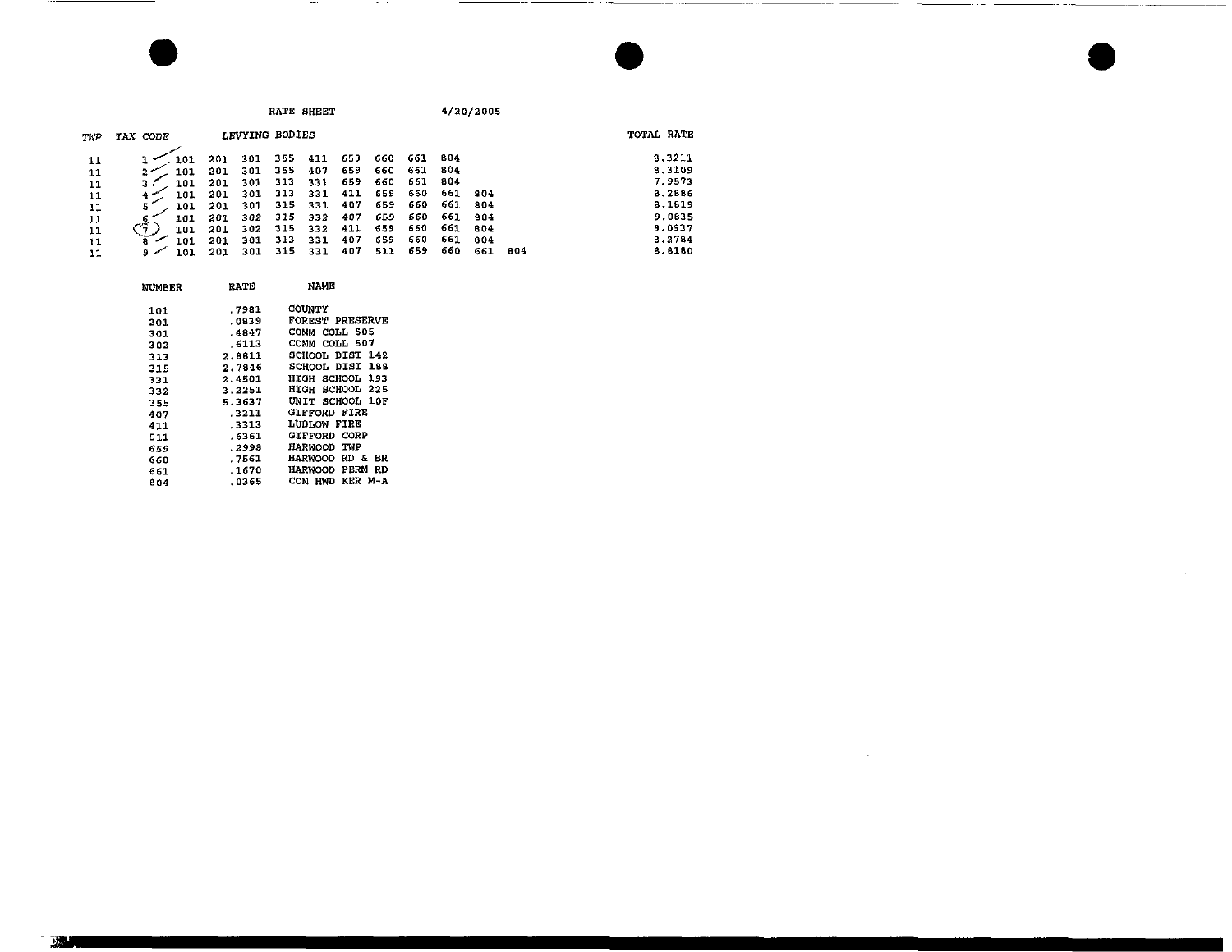RATE SHEET 4/20/2005

| TWP | TAX CODE | LEVYING BODIES | | | | | | | | | | | | TOTAL RATE |
|---|---|---|---|---|---|---|---|---|---|---|---|---|---|---|
| 11 | 1 | 101 | 201 | 301 | 355 | 411 | 659 | 660 | 661 | 804 | | | | 8.3211 |
| 11 | 2 | 101 | 201 | 301 | 355 | 407 | 659 | 660 | 661 | 804 | | | | 8.3109 |
| 11 | 3 | 101 | 201 | 301 | 313 | 331 | 659 | 660 | 661 | 804 | | | | 7.9573 |
| 11 | 4 | 101 | 201 | 301 | 313 | 331 | 411 | 659 | 660 | 661 | 804 | | | 8.2886 |
| 11 | 5 | 101 | 201 | 301 | 315 | 331 | 407 | 659 | 660 | 661 | 804 | | | 8.1819 |
| 11 | 6 | 101 | 201 | 302 | 315 | 332 | 407 | 659 | 660 | 661 | 804 | | | 9.0835 |
| 11 | 7 | 101 | 201 | 302 | 315 | 332 | 411 | 659 | 660 | 661 | 804 | | | 9.0937 |
| 11 | 8 | 101 | 201 | 301 | 313 | 331 | 407 | 659 | 660 | 661 | 804 | | | 8.2784 |
| 11 | 9 | 101 | 201 | 301 | 315 | 331 | 407 | 511 | 659 | 660 | 661 | 804 | | 8.8180 |

| NUMBER | RATE | NAME |
|---|---|---|
| 101 | .7981 | COUNTY |
| 201 | .0839 | FOREST PRESERVE |
| 301 | .4847 | COMM COLL 505 |
| 302 | .6113 | COMM COLL 507 |
| 313 | 2.8811 | SCHOOL DIST 142 |
| 315 | 2.7846 | SCHOOL DIST 188 |
| 331 | 2.4501 | HIGH SCHOOL 193 |
| 332 | 3.2251 | HIGH SCHOOL 225 |
| 355 | 5.3637 | UNIT SCHOOL 10F |
| 407 | .3211 | GIFFORD FIRE |
| 411 | .3313 | LUDLOW FIRE |
| 511 | .6361 | GIFFORD CORP |
| 659 | .2998 | HARWOOD TWP |
| 660 | .7561 | HARWOOD RD & BR |
| 661 | .1670 | HARWOOD PERM RD |
| 804 | .0365 | COM HWD KER M-A |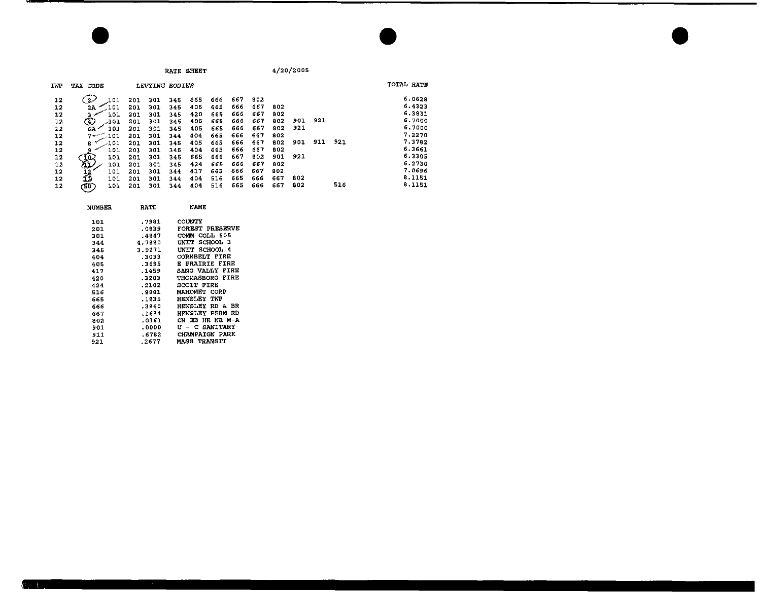RATE SHEET 4/20/2005

| TWP | TAX CODE | LEVYING BODIES | | | | | | | | | | | | TOTAL RATE |
|---|---|---|---|---|---|---|---|---|---|---|---|---|---|---|
| 12 | 2 | 101 | 201 | 301 | 345 | 665 | 666 | 667 | 802 | | | | | 6.0628 |
| 12 | 2A | 101 | 201 | 301 | 345 | 405 | 665 | 666 | 667 | 802 | | | | 6.4323 |
| 12 | 3 | 101 | 201 | 301 | 345 | 420 | 665 | 666 | 667 | 802 | | | | 6.3831 |
| 12 | 4 | 101 | 201 | 301 | 345 | 405 | 665 | 666 | 667 | 802 | 901 | 921 | | 6.7000 |
| 12 | 6A | 101 | 201 | 301 | 345 | 405 | 665 | 666 | 667 | 802 | 921 | | | 6.7000 |
| 12 | 7 | 101 | 201 | 301 | 344 | 404 | 665 | 666 | 667 | 802 | | | | 7.2270 |
| 12 | 8 | 101 | 201 | 301 | 345 | 405 | 665 | 666 | 667 | 802 | 901 | 911 | 921 | 7.3782 |
| 12 | 9 | 101 | 201 | 301 | 345 | 404 | 665 | 666 | 667 | 802 | | | | 6.3661 |
| 12 | 10 | 101 | 201 | 301 | 345 | 665 | 666 | 667 | 802 | 901 | 921 | | | 6.3305 |
| 12 | 11 | 101 | 201 | 301 | 345 | 424 | 665 | 666 | 667 | 802 | | | | 6.2730 |
| 12 | 12 | 101 | 201 | 301 | 344 | 417 | 665 | 666 | 667 | 802 | | | | 7.0696 |
| 12 | 13 | 101 | 201 | 301 | 344 | 404 | 516 | 665 | 666 | 667 | 802 | | | 8.1151 |
| 12 | 50 | 101 | 201 | 301 | 344 | 404 | 516 | 665 | 666 | 667 | 802 | | 516 | 8.1151 |

| NUMBER | RATE | NAME |
|---|---|---|
| 101 | .7981 | COUNTY |
| 201 | .0839 | FOREST PRESERVE |
| 301 | .4847 | COMM COLL 505 |
| 344 | 4.7880 | UNIT SCHOOL 3 |
| 345 | 3.9271 | UNIT SCHOOL 4 |
| 404 | .3033 | CORNBELT FIRE |
| 405 | .3695 | E PRAIRIE FIRE |
| 417 | .1459 | SANG VALLY FIRE |
| 420 | .3203 | THOMASBORO FIRE |
| 424 | .2102 | SCOTT FIRE |
| 516 | .8881 | MAHOMET CORP |
| 665 | .1835 | HENSLEY TWP |
| 666 | .3860 | HENSLEY RD & BR |
| 667 | .1634 | HENSLEY PERM RD |
| 802 | .0361 | CN EB HE NE M-A |
| 901 | .0000 | U - C SANITARY |
| 911 | .6782 | CHAMPAIGN PARK |
| 921 | .2677 | MASS TRANSIT |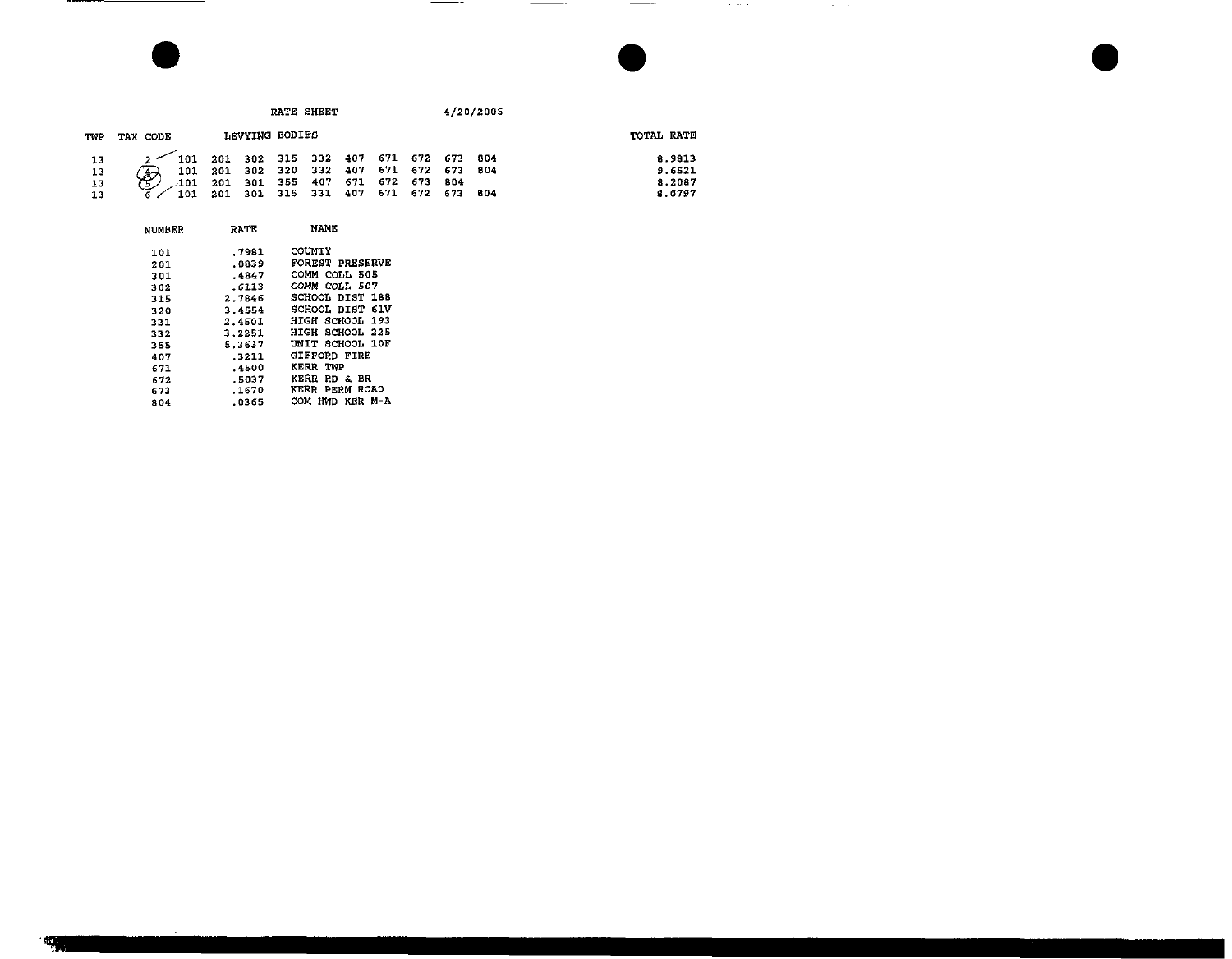RATE SHEET 4/20/2005

| TWP | TAX CODE | LEVYING BODIES | | | | | | | | | | TOTAL RATE |
|---|---|---|---|---|---|---|---|---|---|---|---|---|
| 13 | 2 | 101 | 201 | 302 | 315 | 332 | 407 | 671 | 672 | 673 | 804 | 8.9813 |
| 13 | 4 | 101 | 201 | 302 | 320 | 332 | 407 | 671 | 672 | 673 | 804 | 9.6521 |
| 13 | 5 | 101 | 201 | 301 | 355 | 407 | 671 | 672 | 673 | 804 | | 8.2087 |
| 13 | 6 | 101 | 201 | 301 | 315 | 331 | 407 | 671 | 672 | 673 | 804 | 8.0797 |

| NUMBER | RATE | NAME |
|---|---|---|
| 101 | .7981 | COUNTY |
| 201 | .0839 | FOREST PRESERVE |
| 301 | .4847 | COMM COLL 505 |
| 302 | .6113 | COMM COLL 507 |
| 315 | 2.7846 | SCHOOL DIST 188 |
| 320 | 3.4554 | SCHOOL DIST 61V |
| 331 | 2.4501 | HIGH SCHOOL 193 |
| 332 | 3.2251 | HIGH SCHOOL 225 |
| 355 | 5.3637 | UNIT SCHOOL 10F |
| 407 | .3211 | GIFFORD FIRE |
| 671 | .4500 | KERR TWP |
| 672 | .5037 | KERR RD & BR |
| 673 | .1670 | KERR PERM ROAD |
| 804 | .0365 | COM HWD KER M-A |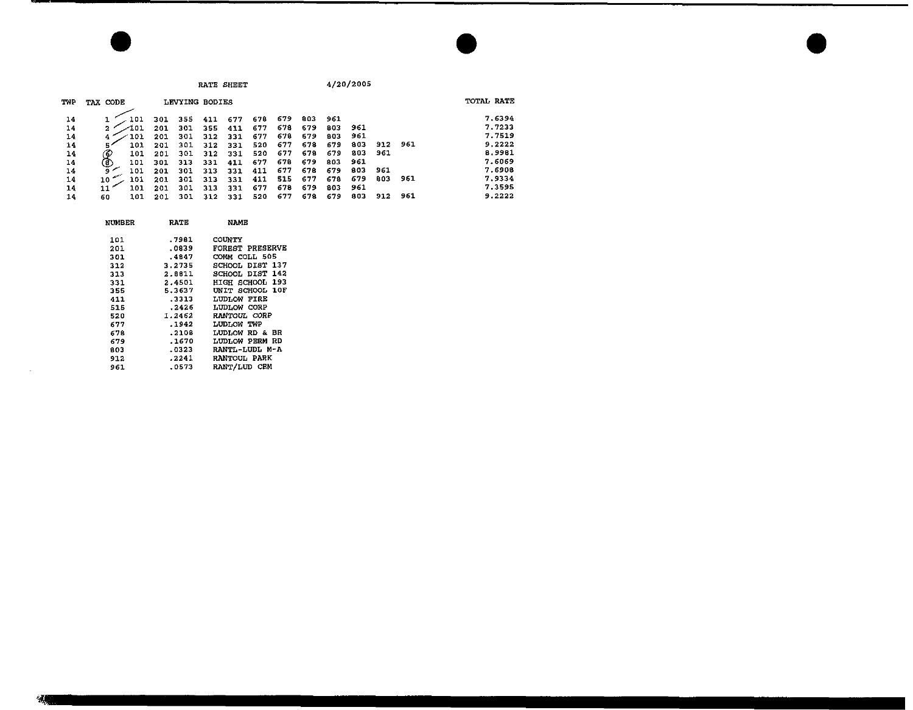RATE SHEET 4/20/2005

| TWP | TAX CODE | LEVYING BODIES | | | | | | | | | | | | | TOTAL RATE |
|---|---|---|---|---|---|---|---|---|---|---|---|---|---|---|---|
| 14 | 1 | 101 | 301 | 355 | 411 | 677 | 678 | 679 | 803 | 961 | | | | | 7.6394 |
| 14 | 2 | 101 | 201 | 301 | 355 | 411 | 677 | 678 | 679 | 803 | 961 | | | | 7.7233 |
| 14 | 4 | 101 | 201 | 301 | 312 | 331 | 677 | 678 | 679 | 803 | 961 | | | | 7.7519 |
| 14 | 5 | 101 | 201 | 301 | 312 | 331 | 520 | 677 | 678 | 679 | 803 | 912 | 961 | | 9.2222 |
| 14 | 6 | 101 | 201 | 301 | 312 | 331 | 520 | 677 | 678 | 679 | 803 | 961 | | | 8.9981 |
| 14 | 8 | 101 | 301 | 313 | 331 | 411 | 677 | 678 | 679 | 803 | 961 | | | | 7.6069 |
| 14 | 9 | 101 | 201 | 301 | 313 | 331 | 411 | 677 | 678 | 679 | 803 | 961 | | | 7.6908 |
| 14 | 10 | 101 | 201 | 301 | 313 | 331 | 411 | 515 | 677 | 678 | 679 | 803 | 961 | | 7.9334 |
| 14 | 11 | 101 | 201 | 301 | 313 | 331 | 677 | 678 | 679 | 803 | 961 | | | | 7.3595 |
| 14 | 60 | 101 | 201 | 301 | 312 | 331 | 520 | 677 | 678 | 679 | 803 | 912 | 961 | | 9.2222 |

| NUMBER | RATE | NAME |
|---|---|---|
| 101 | .7981 | COUNTY |
| 201 | .0839 | FOREST PRESERVE |
| 301 | .4847 | COMM COLL 505 |
| 312 | 3.2735 | SCHOOL DIST 137 |
| 313 | 2.8811 | SCHOOL DIST 142 |
| 331 | 2.4501 | HIGH SCHOOL 193 |
| 355 | 5.3637 | UNIT SCHOOL 10F |
| 411 | .3313 | LUDLOW FIRE |
| 515 | .2426 | LUDLOW CORP |
| 520 | 1.2462 | RANTOUL CORP |
| 677 | .1942 | LUDLOW TWP |
| 678 | .2108 | LUDLOW RD & BR |
| 679 | .1670 | LUDLOW PERM RD |
| 803 | .0323 | RANTL-LUDL M-A |
| 912 | .2241 | RANTOUL PARK |
| 961 | .0573 | RANT/LUD CEM |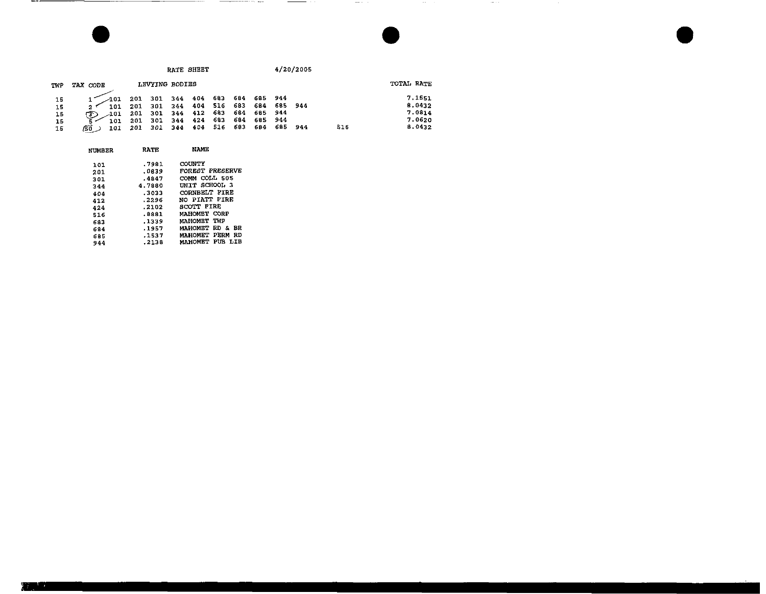RATE SHEET 4/20/2005

| TWP | TAX CODE | LEVYING BODIES | | | | | | | | | | | TOTAL RATE |
|---|---|---|---|---|---|---|---|---|---|---|---|---|---|
| 15 | 1 | 101 | 201 | 301 | 344 | 404 | 683 | 684 | 685 | 944 | | | 7.1551 |
| 15 | 2 | 101 | 201 | 301 | 344 | 404 | 516 | 683 | 684 | 685 | 944 | | 8.0432 |
| 15 | 3 | 101 | 201 | 301 | 344 | 412 | 683 | 684 | 685 | 944 | | | 7.0814 |
| 15 | 5 | 101 | 201 | 301 | 344 | 424 | 683 | 684 | 685 | 944 | | | 7.0620 |
| 15 | 50 | 101 | 201 | 301 | 344 | 404 | 516 | 683 | 684 | 685 | 944 | 516 | 8.0432 |

| NUMBER | RATE | NAME |
|---|---|---|
| 101 | .7981 | COUNTY |
| 201 | .0839 | FOREST PRESERVE |
| 301 | .4847 | COMM COLL 505 |
| 344 | 4.7880 | UNIT SCHOOL 3 |
| 404 | .3033 | CORNBELT FIRE |
| 412 | .2296 | NO PIATT FIRE |
| 424 | .2102 | SCOTT FIRE |
| 516 | .8881 | MAHOMET CORP |
| 683 | .1339 | MAHOMET TWP |
| 684 | .1957 | MAHOMET RD & BR |
| 685 | .1537 | MAHOMET PERM RD |
| 944 | .2138 | MAHOMET PUB LIB |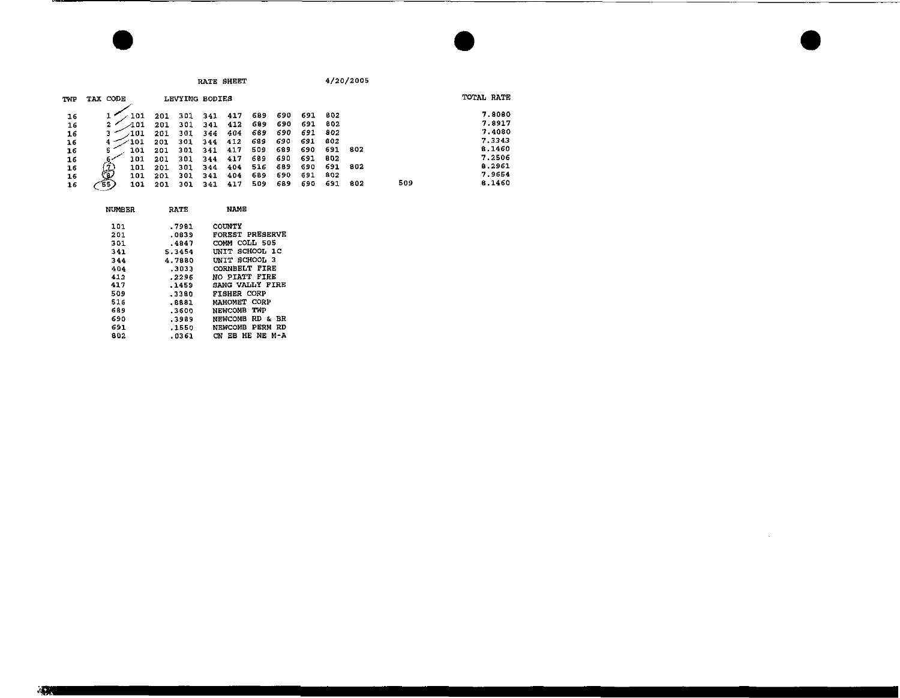RATE SHEET 4/20/2005

| TWP | TAX CODE | LEVYING BODIES | | | | | | | | | | | TOTAL RATE |
|---|---|---|---|---|---|---|---|---|---|---|---|---|---|
| 16 | 1 | 101 | 201 | 301 | 341 | 417 | 689 | 690 | 691 | 802 | | | 7.8080 |
| 16 | 2 | 101 | 201 | 301 | 341 | 412 | 689 | 690 | 691 | 802 | | | 7.8917 |
| 16 | 3 | 101 | 201 | 301 | 344 | 404 | 689 | 690 | 691 | 802 | | | 7.4080 |
| 16 | 4 | 101 | 201 | 301 | 344 | 412 | 689 | 690 | 691 | 802 | | | 7.3343 |
| 16 | 5 | 101 | 201 | 301 | 341 | 417 | 509 | 689 | 690 | 691 | 802 | | 8.1460 |
| 16 | 6 | 101 | 201 | 301 | 344 | 417 | 689 | 690 | 691 | 802 | | | 7.2506 |
| 16 | 7 | 101 | 201 | 301 | 344 | 404 | 516 | 689 | 690 | 691 | 802 | | 8.2961 |
| 16 | 8 | 101 | 201 | 301 | 341 | 404 | 689 | 690 | 691 | 802 | | | 7.9654 |
| 16 | 65 | 101 | 201 | 301 | 341 | 417 | 509 | 689 | 690 | 691 | 802 | 509 | 8.1460 |

| NUMBER | RATE | NAME |
|---|---|---|
| 101 | .7981 | COUNTY |
| 201 | .0839 | FOREST PRESERVE |
| 301 | .4847 | COMM COLL 505 |
| 341 | 5.3454 | UNIT SCHOOL 1C |
| 344 | 4.7880 | UNIT SCHOOL 3 |
| 404 | .3033 | CORNBELT FIRE |
| 412 | .2296 | NO PIATT FIRE |
| 417 | .1459 | SANG VALLY FIRE |
| 509 | .3380 | FISHER CORP |
| 516 | .8881 | MAHOMET CORP |
| 689 | .3600 | NEWCOMB TWP |
| 690 | .3989 | NEWCOMB RD & BR |
| 691 | .1550 | NEWCOMB PERM RD |
| 802 | .0361 | CN EB HE NE M-A |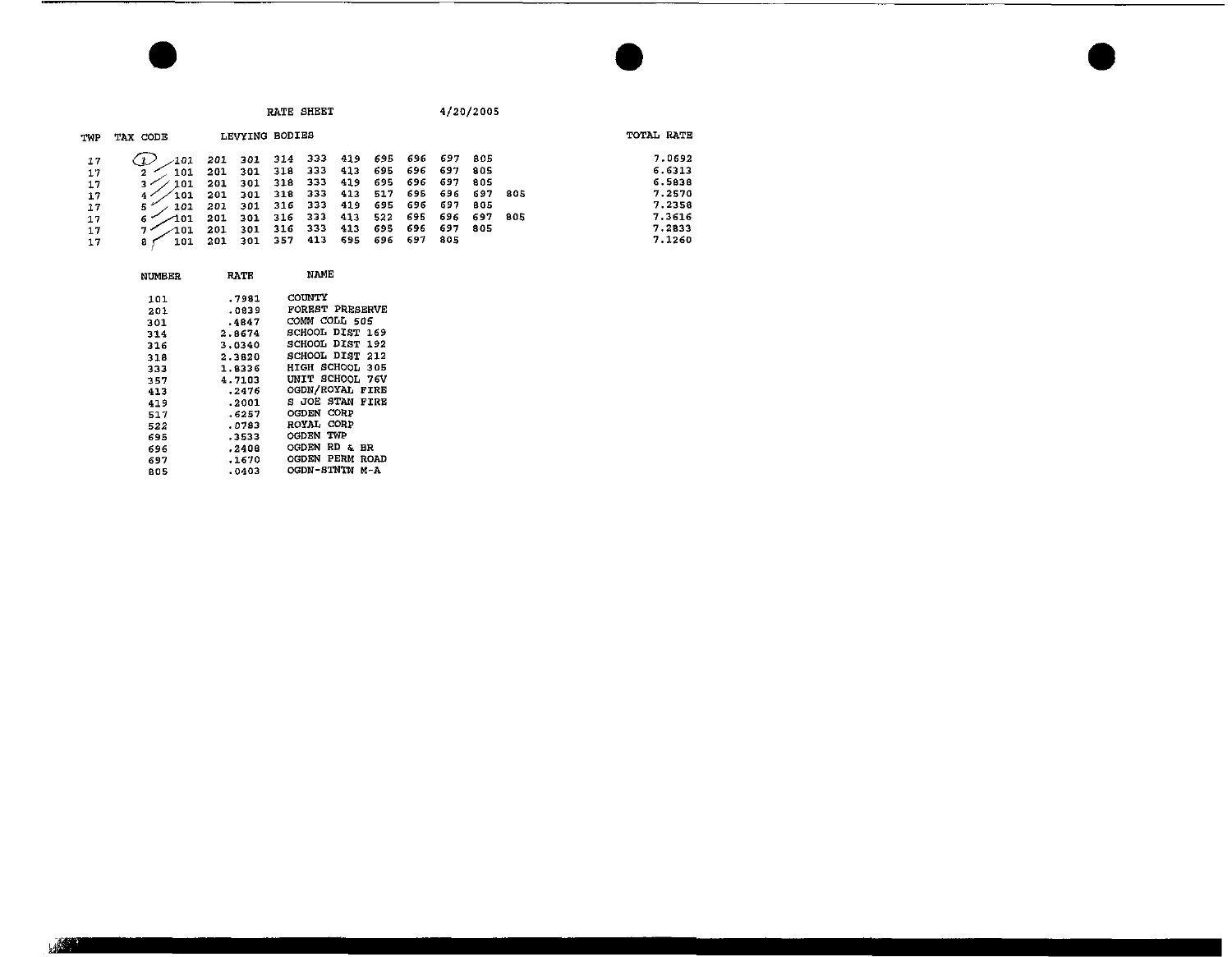RATE SHEET 4/20/2005

| TWP | TAX CODE | LEVYING BODIES | | | | | | | | | | | TOTAL RATE |
|---|---|---|---|---|---|---|---|---|---|---|---|---|---|
| 17 | 1 | 101 | 201 | 301 | 314 | 333 | 419 | 695 | 696 | 697 | 805 | | 7.0692 |
| 17 | 2 | 101 | 201 | 301 | 318 | 333 | 413 | 695 | 696 | 697 | 805 | | 6.6313 |
| 17 | 3 | 101 | 201 | 301 | 318 | 333 | 419 | 695 | 696 | 697 | 805 | | 6.5838 |
| 17 | 4 | 101 | 201 | 301 | 318 | 333 | 413 | 517 | 695 | 696 | 697 | 805 | 7.2570 |
| 17 | 5 | 101 | 201 | 301 | 316 | 333 | 419 | 695 | 696 | 697 | 805 | | 7.2358 |
| 17 | 6 | 101 | 201 | 301 | 316 | 333 | 413 | 522 | 695 | 696 | 697 | 805 | 7.3616 |
| 17 | 7 | 101 | 201 | 301 | 316 | 333 | 413 | 695 | 696 | 697 | 805 | | 7.2833 |
| 17 | 8 | 101 | 201 | 301 | 357 | 413 | 695 | 696 | 697 | 805 | | | 7.1260 |

| NUMBER | RATE | NAME |
|---|---|---|
| 101 | .7981 | COUNTY |
| 201 | .0839 | FOREST PRESERVE |
| 301 | .4847 | COMM COLL 505 |
| 314 | 2.8674 | SCHOOL DIST 169 |
| 316 | 3.0340 | SCHOOL DIST 192 |
| 318 | 2.3820 | SCHOOL DIST 212 |
| 333 | 1.8336 | HIGH SCHOOL 305 |
| 357 | 4.7103 | UNIT SCHOOL 76V |
| 413 | .2476 | OGDN/ROYAL FIRE |
| 419 | .2001 | S JOE STAN FIRE |
| 517 | .6257 | OGDEN CORP |
| 522 | .0783 | ROYAL CORP |
| 695 | .3533 | OGDEN TWP |
| 696 | .2408 | OGDEN RD & BR |
| 697 | .1670 | OGDEN PERM ROAD |
| 805 | .0403 | OGDN-STNTN M-A |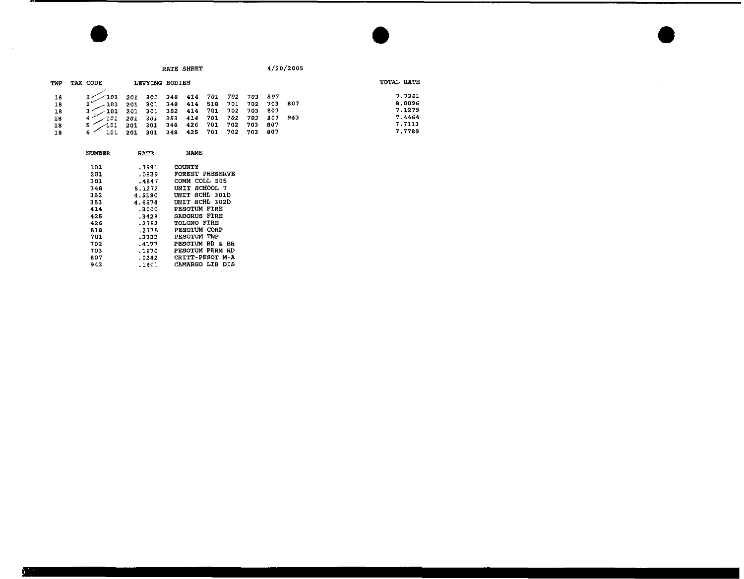RATE SHEET 4/20/2005

| TWP | TAX CODE | LEVYING BODIES | | | | | | | | | | TOTAL RATE |
|---|---|---|---|---|---|---|---|---|---|---|---|---|
| 18 | 1 | 101 | 201 | 301 | 348 | 414 | 701 | 702 | 703 | 807 | | 7.7361 |
| 18 | 2 | 101 | 201 | 301 | 348 | 414 | 518 | 701 | 702 | 703 | 807 | 8.0096 |
| 18 | 3 | 101 | 201 | 301 | 352 | 414 | 701 | 702 | 703 | 807 | | 7.1279 |
| 18 | 4 | 101 | 201 | 301 | 353 | 414 | 701 | 702 | 703 | 807 | 943 | 7.4464 |
| 18 | 5 | 101 | 201 | 301 | 348 | 426 | 701 | 702 | 703 | 807 | | 7.7113 |
| 18 | 6 | 101 | 201 | 301 | 348 | 425 | 701 | 702 | 703 | 807 | | 7.7789 |

| NUMBER | RATE | NAME |
|---|---|---|
| 101 | .7981 | COUNTY |
| 201 | .0839 | FOREST PRESERVE |
| 301 | .4847 | COMM COLL 505 |
| 348 | 5.1272 | UNIT SCHOOL 7 |
| 352 | 4.5190 | UNIT SCHL 301D |
| 353 | 4.6574 | UNIT SCHL 302D |
| 414 | .3000 | PESOTUM FIRE |
| 425 | .3428 | SADORUS FIRE |
| 426 | .2752 | TOLONO FIRE |
| 518 | .2735 | PESOTUM CORP |
| 701 | .3333 | PESOTUM TWP |
| 702 | .4177 | PESOTUM RD & BR |
| 703 | .1670 | PESOTUM PERM RD |
| 807 | .0242 | CRITT-PESOT M-A |
| 943 | .1801 | CAMARGO LIB DIS |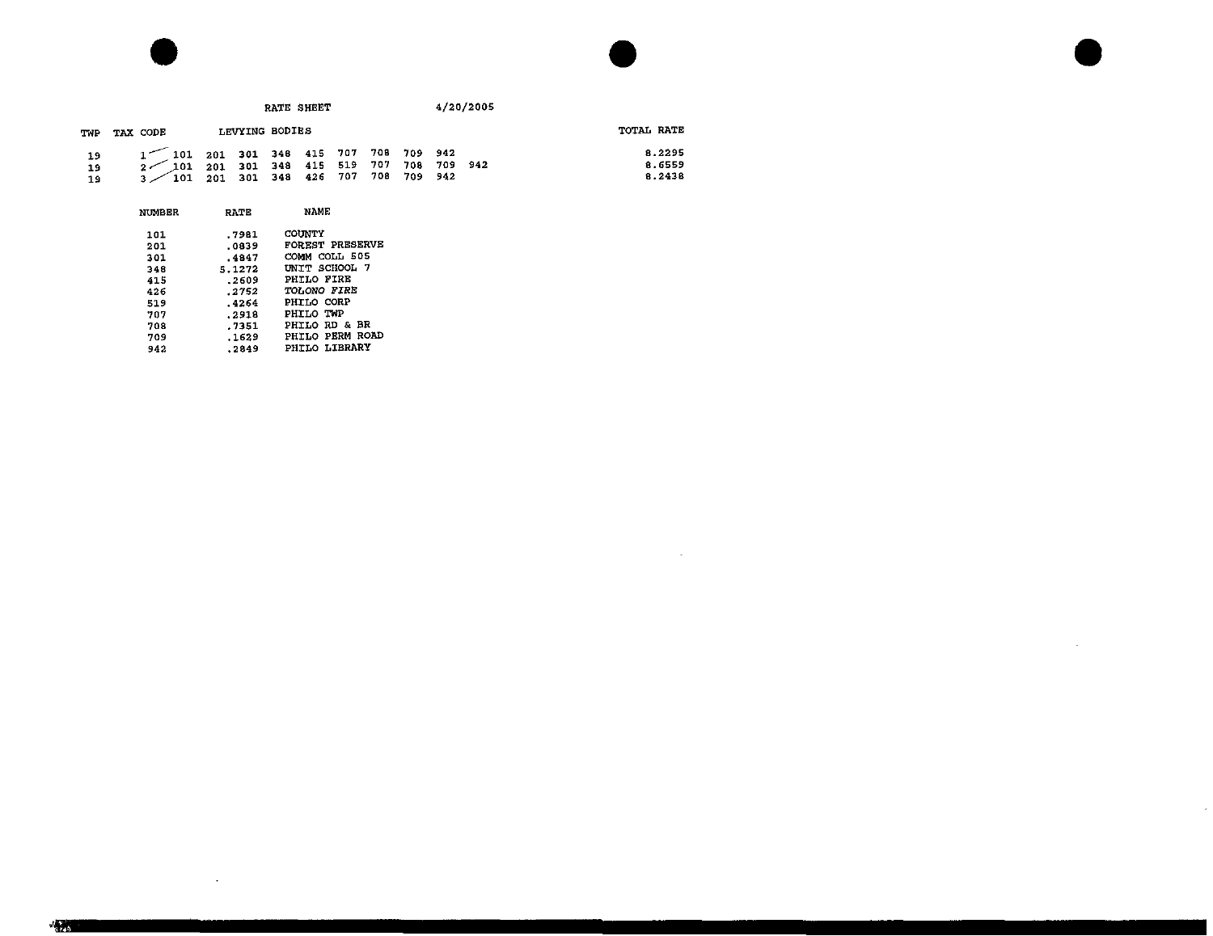RATE SHEET 4/20/2005

| TWP | TAX CODE | LEVYING BODIES | | | | | | | | | | TOTAL RATE |
|---|---|---|---|---|---|---|---|---|---|---|---|---|
| 19 | 1 | 101 | 201 | 301 | 348 | 415 | 707 | 708 | 709 | 942 | | 8.2295 |
| 19 | 2 | 101 | 201 | 301 | 348 | 415 | 519 | 707 | 708 | 709 | 942 | 8.6559 |
| 19 | 3 | 101 | 201 | 301 | 348 | 426 | 707 | 708 | 709 | 942 | | 8.2438 |

| NUMBER | RATE | NAME |
|---|---|---|
| 101 | .7981 | COUNTY |
| 201 | .0839 | FOREST PRESERVE |
| 301 | .4847 | COMM COLL 505 |
| 348 | 5.1272 | UNIT SCHOOL 7 |
| 415 | .2609 | PHILO FIRE |
| 426 | .2752 | TOLONO FIRE |
| 519 | .4264 | PHILO CORP |
| 707 | .2918 | PHILO TWP |
| 708 | .7351 | PHILO RD & BR |
| 709 | .1629 | PHILO PERM ROAD |
| 942 | .2849 | PHILO LIBRARY |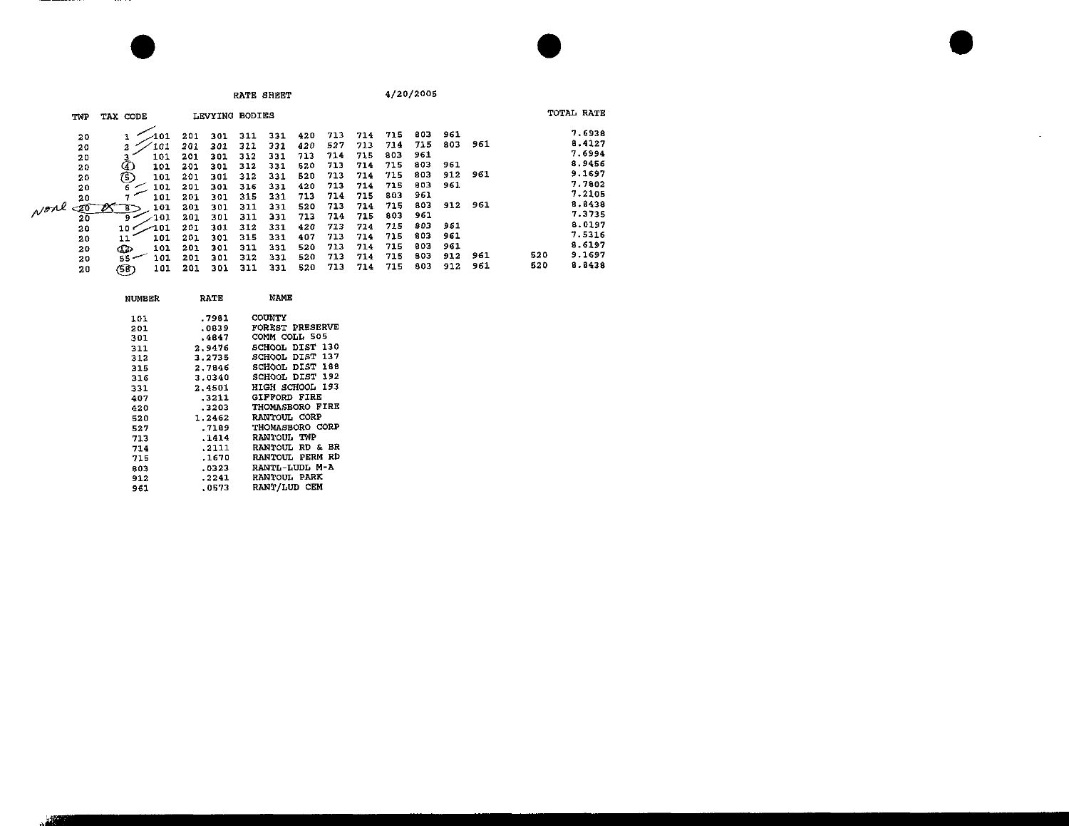RATE SHEET 4/20/2005

| TWP | TAX CODE | LEVYING BODIES | | | | | | | | | | | | | | TOTAL RATE |
|---|---|---|---|---|---|---|---|---|---|---|---|---|---|---|---|---|
| 20 | 1 | 101 | 201 | 301 | 311 | 331 | 420 | 713 | 714 | 715 | 803 | 961 | | | | 7.6938 |
| 20 | 2 | 101 | 201 | 301 | 311 | 331 | 420 | 527 | 713 | 714 | 715 | 803 | 961 | | | 8.4127 |
| 20 | 3 | 101 | 201 | 301 | 312 | 331 | 713 | 714 | 715 | 803 | 961 | | | | | 7.6994 |
| 20 | 4 | 101 | 201 | 301 | 312 | 331 | 520 | 713 | 714 | 715 | 803 | 961 | | | | 8.9456 |
| 20 | 5 | 101 | 201 | 301 | 312 | 331 | 520 | 713 | 714 | 715 | 803 | 912 | 961 | | | 9.1697 |
| 20 | 6 | 101 | 201 | 301 | 316 | 331 | 420 | 713 | 714 | 715 | 803 | 961 | | | | 7.7802 |
| 20 | 7 | 101 | 201 | 301 | 315 | 331 | 713 | 714 | 715 | 803 | 961 | | | | | 7.2105 |
| None 20 | 8 | 101 | 201 | 301 | 311 | 331 | 520 | 713 | 714 | 715 | 803 | 912 | 961 | | | 8.8438 |
| 20 | 9 | 101 | 201 | 301 | 311 | 331 | 713 | 714 | 715 | 803 | 961 | | | | | 7.3735 |
| 20 | 10 | 101 | 201 | 301 | 312 | 331 | 420 | 713 | 714 | 715 | 803 | 961 | | | | 8.0197 |
| 20 | 11 | 101 | 201 | 301 | 315 | 331 | 407 | 713 | 714 | 715 | 803 | 961 | | | | 7.5316 |
| 20 | 12 | 101 | 201 | 301 | 311 | 331 | 520 | 713 | 714 | 715 | 803 | 961 | | | | 8.6197 |
| 20 | 55 | 101 | 201 | 301 | 312 | 331 | 520 | 713 | 714 | 715 | 803 | 912 | 961 | | 520 | 9.1697 |
| 20 | 58 | 101 | 201 | 301 | 311 | 331 | 520 | 713 | 714 | 715 | 803 | 912 | 961 | | 520 | 8.8438 |

| NUMBER | RATE | NAME |
|---|---|---|
| 101 | .7981 | COUNTY |
| 201 | .0839 | FOREST PRESERVE |
| 301 | .4847 | COMM COLL 505 |
| 311 | 2.9476 | SCHOOL DIST 130 |
| 312 | 3.2735 | SCHOOL DIST 137 |
| 315 | 2.7846 | SCHOOL DIST 188 |
| 316 | 3.0340 | SCHOOL DIST 192 |
| 331 | 2.4501 | HIGH SCHOOL 193 |
| 407 | .3211 | GIFFORD FIRE |
| 420 | .3203 | THOMASBORO FIRE |
| 520 | 1.2462 | RANTOUL CORP |
| 527 | .7189 | THOMASBORO CORP |
| 713 | .1414 | RANTOUL TWP |
| 714 | .2111 | RANTOUL RD & BR |
| 715 | .1670 | RANTOUL PERM RD |
| 803 | .0323 | RANTL-LUDL M-A |
| 912 | .2241 | RANTOUL PARK |
| 961 | .0573 | RANT/LUD CEM |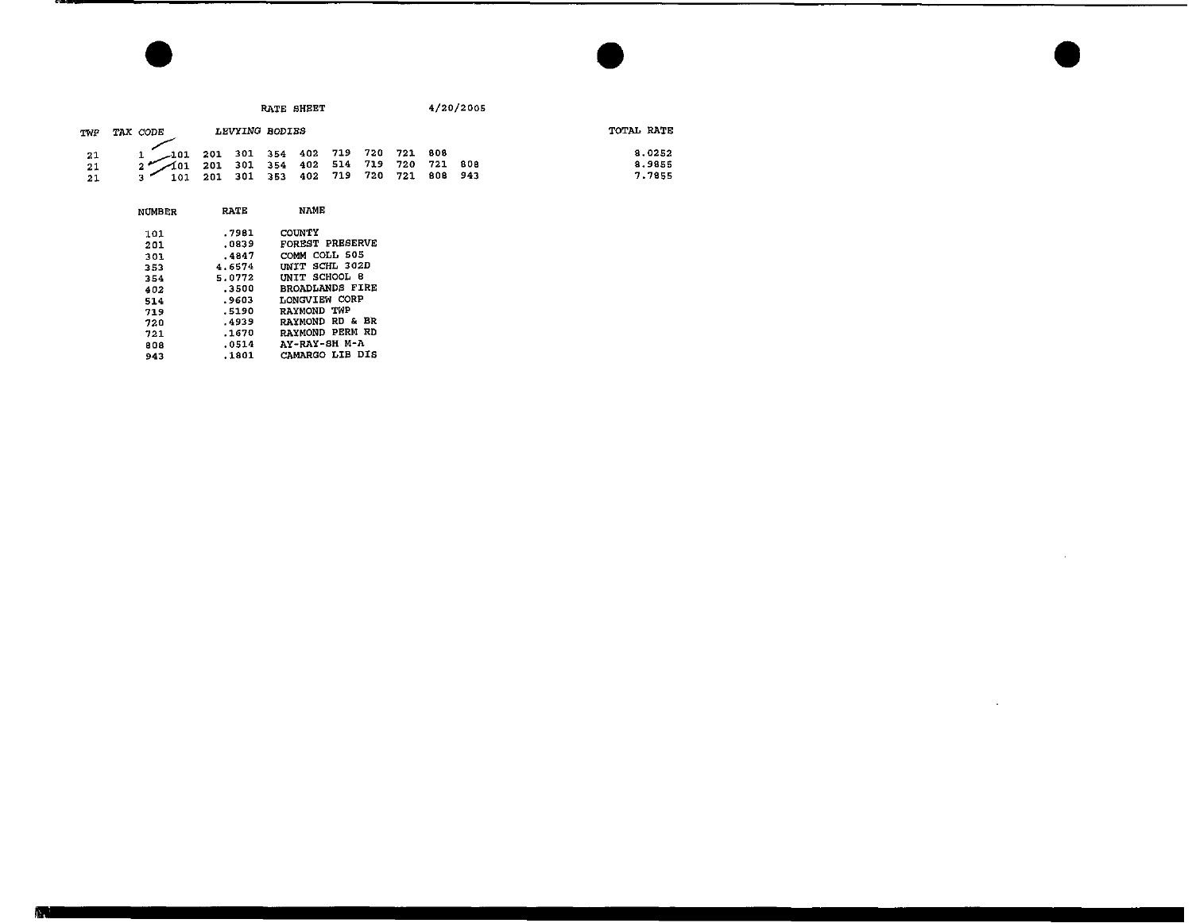RATE SHEET 4/20/2005

| TWP | TAX CODE | LEVYING BODIES | TOTAL RATE |
|---|---|---|---|
| 21 | 1 | 101 201 301 354 402 719 720 721 808 | 8.0252 |
| 21 | 2 | 101 201 301 354 402 514 719 720 721 808 | 8.9855 |
| 21 | 3 | 101 201 301 353 402 719 720 721 808 943 | 7.7855 |

| NUMBER | RATE | NAME |
|---|---|---|
| 101 | .7981 | COUNTY |
| 201 | .0839 | FOREST PRESERVE |
| 301 | .4847 | COMM COLL 505 |
| 353 | 4.6574 | UNIT SCHL 302D |
| 354 | 5.0772 | UNIT SCHOOL 8 |
| 402 | .3500 | BROADLANDS FIRE |
| 514 | .9603 | LONGVIEW CORP |
| 719 | .5190 | RAYMOND TWP |
| 720 | .4939 | RAYMOND RD & BR |
| 721 | .1670 | RAYMOND PERM RD |
| 808 | .0514 | AY-RAY-SH M-A |
| 943 | .1801 | CAMARGO LIB DIS |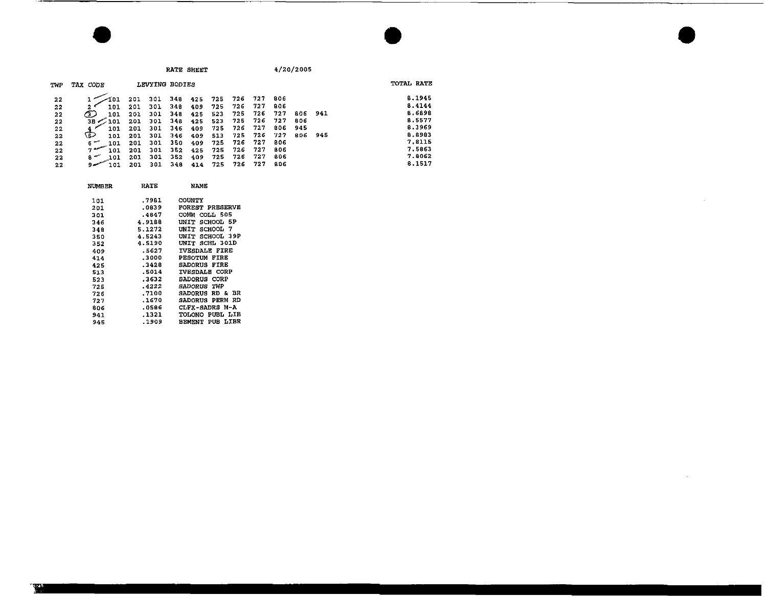RATE SHEET 4/20/2005

| TWP | TAX CODE | LEVYING BODIES | | | | | | | | | | | TOTAL RATE |
|---|---|---|---|---|---|---|---|---|---|---|---|---|---|
| 22 | 1 | 101 | 201 | 301 | 348 | 425 | 725 | 726 | 727 | 806 | | | 8.1945 |
| 22 | 2 | 101 | 201 | 301 | 348 | 409 | 725 | 726 | 727 | 806 | | | 8.4144 |
| 22 | 3 | 101 | 201 | 301 | 348 | 425 | 523 | 725 | 726 | 727 | 806 | 941 | 8.6898 |
| 22 | 3B | 101 | 201 | 301 | 348 | 425 | 523 | 725 | 726 | 727 | 806 | | 8.5577 |
| 22 | 4 | 101 | 201 | 301 | 346 | 409 | 725 | 726 | 727 | 806 | 945 | | 8.3969 |
| 22 | 5 | 101 | 201 | 301 | 346 | 409 | 513 | 725 | 726 | 727 | 806 | 945 | 8.8983 |
| 22 | 6 | 101 | 201 | 301 | 350 | 409 | 725 | 726 | 727 | 806 | | | 7.8115 |
| 22 | 7 | 101 | 201 | 301 | 352 | 425 | 725 | 726 | 727 | 806 | | | 7.5863 |
| 22 | 8 | 101 | 201 | 301 | 352 | 409 | 725 | 726 | 727 | 806 | | | 7.8062 |
| 22 | 9 | 101 | 201 | 301 | 348 | 414 | 725 | 726 | 727 | 806 | | | 8.1517 |

| NUMBER | RATE | NAME |
|---|---|---|
| 101 | .7981 | COUNTY |
| 201 | .0839 | FOREST PRESERVE |
| 301 | .4847 | COMM COLL 505 |
| 346 | 4.9188 | UNIT SCHOOL 5P |
| 348 | 5.1272 | UNIT SCHOOL 7 |
| 350 | 4.5243 | UNIT SCHOOL 39P |
| 352 | 4.5190 | UNIT SCHL 301D |
| 409 | .5627 | IVESDALE FIRE |
| 414 | .3000 | PESOTUM FIRE |
| 425 | .3428 | SADORUS FIRE |
| 513 | .5014 | IVESDALE CORP |
| 523 | .3632 | SADORUS CORP |
| 725 | .4222 | SADORUS TWP |
| 726 | .7100 | SADORUS RD & BR |
| 727 | .1670 | SADORUS PERM RD |
| 806 | .0586 | CLFX-SADRS M-A |
| 941 | .1321 | TOLONO PUBL LIB |
| 945 | .1909 | BEMENT PUB LIBR |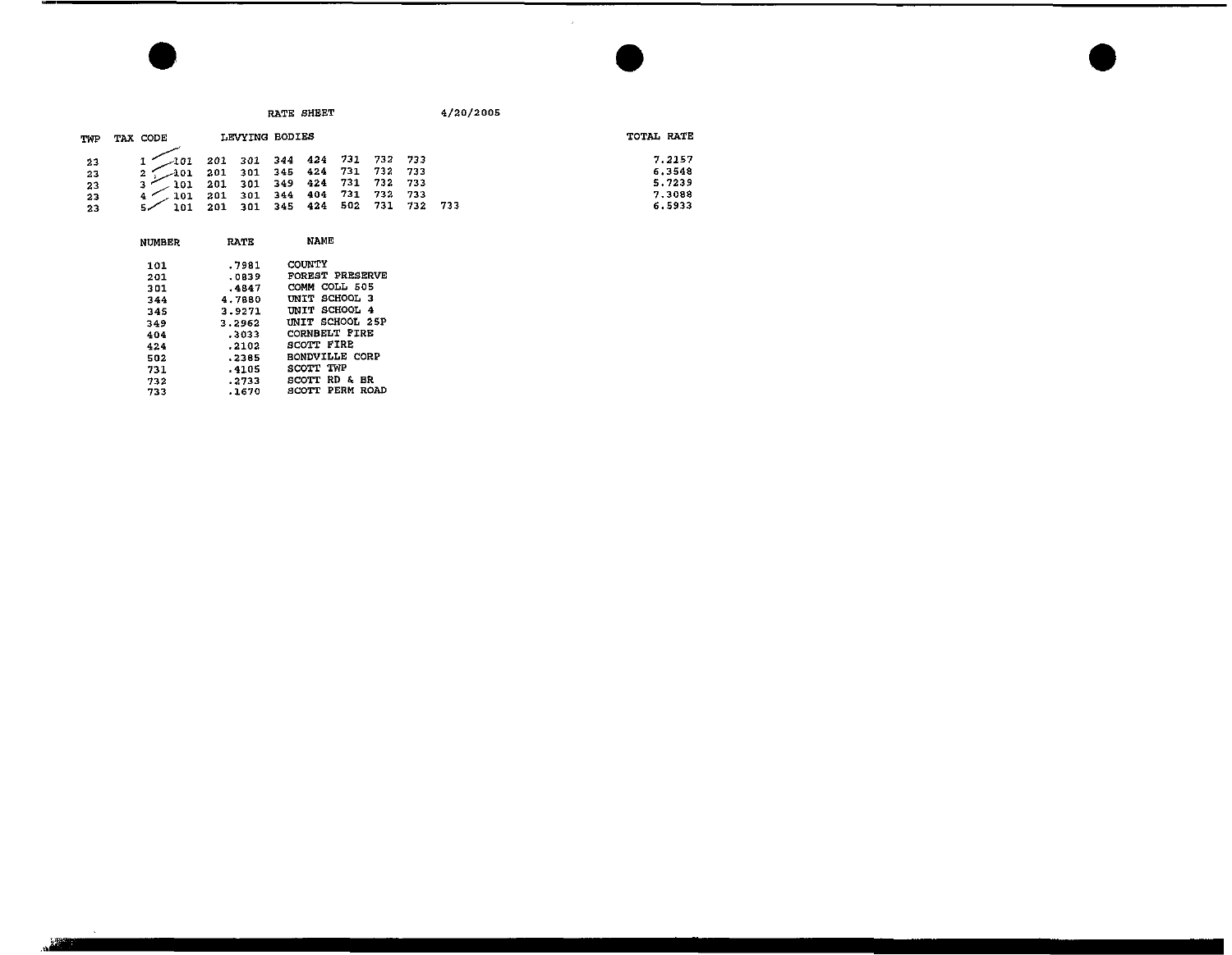RATE SHEET 4/20/2005

| TWP | TAX CODE | LEVYING BODIES | | | | | | | | | TOTAL RATE |
|---|---|---|---|---|---|---|---|---|---|---|---|
| 23 | 1 | 101 | 201 | 301 | 344 | 424 | 731 | 732 | 733 | | 7.2157 |
| 23 | 2 | 101 | 201 | 301 | 345 | 424 | 731 | 732 | 733 | | 6.3548 |
| 23 | 3 | 101 | 201 | 301 | 349 | 424 | 731 | 732 | 733 | | 5.7239 |
| 23 | 4 | 101 | 201 | 301 | 344 | 404 | 731 | 732 | 733 | | 7.3088 |
| 23 | 5 | 101 | 201 | 301 | 345 | 424 | 502 | 731 | 732 | 733 | 6.5933 |

| NUMBER | RATE | NAME |
|---|---|---|
| 101 | .7981 | COUNTY |
| 201 | .0839 | FOREST PRESERVE |
| 301 | .4847 | COMM COLL 505 |
| 344 | 4.7880 | UNIT SCHOOL 3 |
| 345 | 3.9271 | UNIT SCHOOL 4 |
| 349 | 3.2962 | UNIT SCHOOL 25P |
| 404 | .3033 | CORNBELT FIRE |
| 424 | .2102 | SCOTT FIRE |
| 502 | .2385 | BONDVILLE CORP |
| 731 | .4105 | SCOTT TWP |
| 732 | .2733 | SCOTT RD & BR |
| 733 | .1670 | SCOTT PERM ROAD |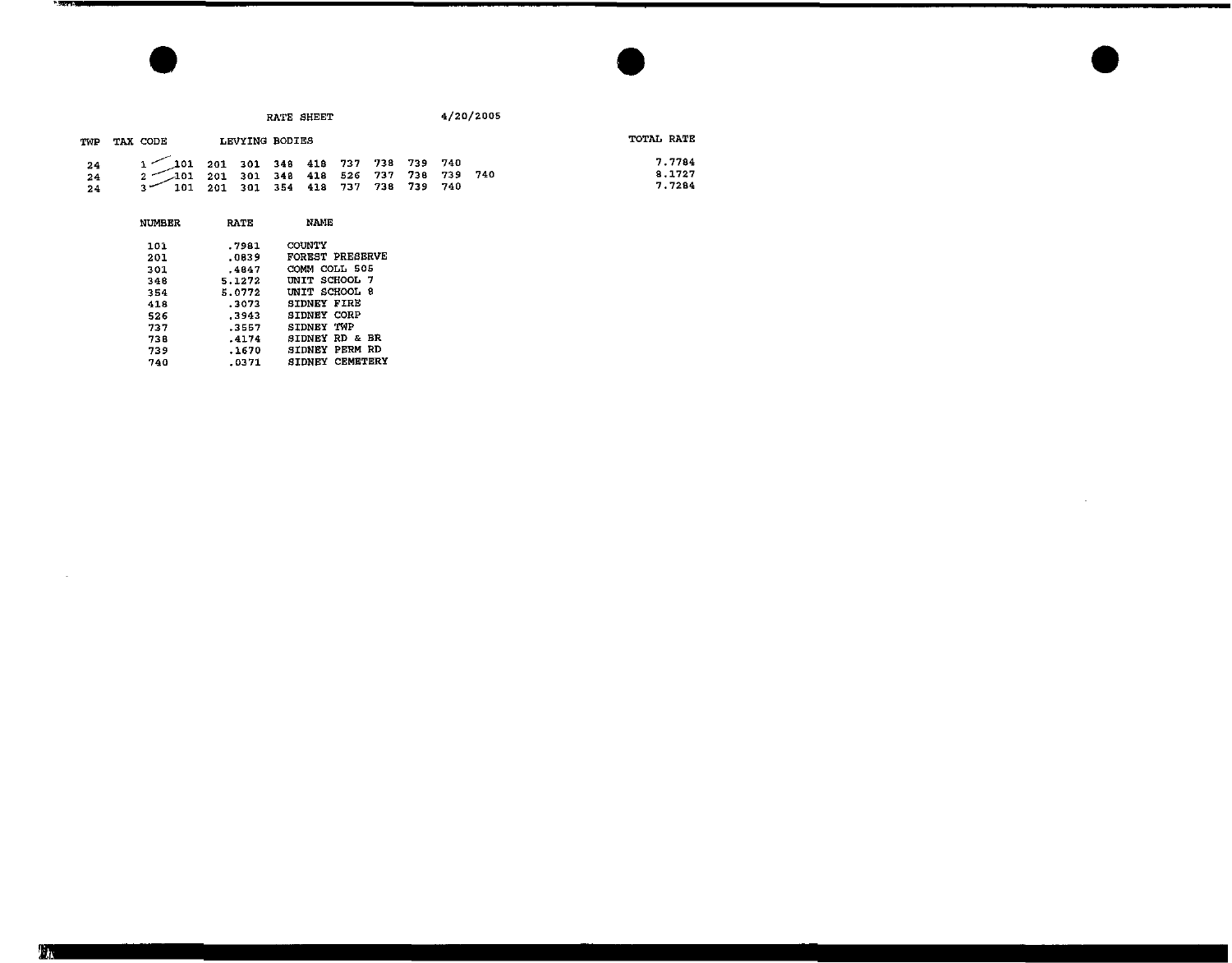RATE SHEET 4/20/2005

| TWP | TAX CODE | LEVYING BODIES | | | | | | | | | | TOTAL RATE |
|---|---|---|---|---|---|---|---|---|---|---|---|---|
| 24 | 1 | 101 | 201 | 301 | 348 | 418 | 737 | 738 | 739 | 740 | | 7.7784 |
| 24 | 2 | 101 | 201 | 301 | 348 | 418 | 526 | 737 | 738 | 739 | 740 | 8.1727 |
| 24 | 3 | 101 | 201 | 301 | 354 | 418 | 737 | 738 | 739 | 740 | | 7.7284 |

| NUMBER | RATE | NAME |
|---|---|---|
| 101 | .7981 | COUNTY |
| 201 | .0839 | FOREST PRESERVE |
| 301 | .4847 | COMM COLL 505 |
| 348 | 5.1272 | UNIT SCHOOL 7 |
| 354 | 5.0772 | UNIT SCHOOL 8 |
| 418 | .3073 | SIDNEY FIRE |
| 526 | .3943 | SIDNEY CORP |
| 737 | .3557 | SIDNEY TWP |
| 738 | .4174 | SIDNEY RD & BR |
| 739 | .1670 | SIDNEY PERM RD |
| 740 | .0371 | SIDNEY CEMETERY |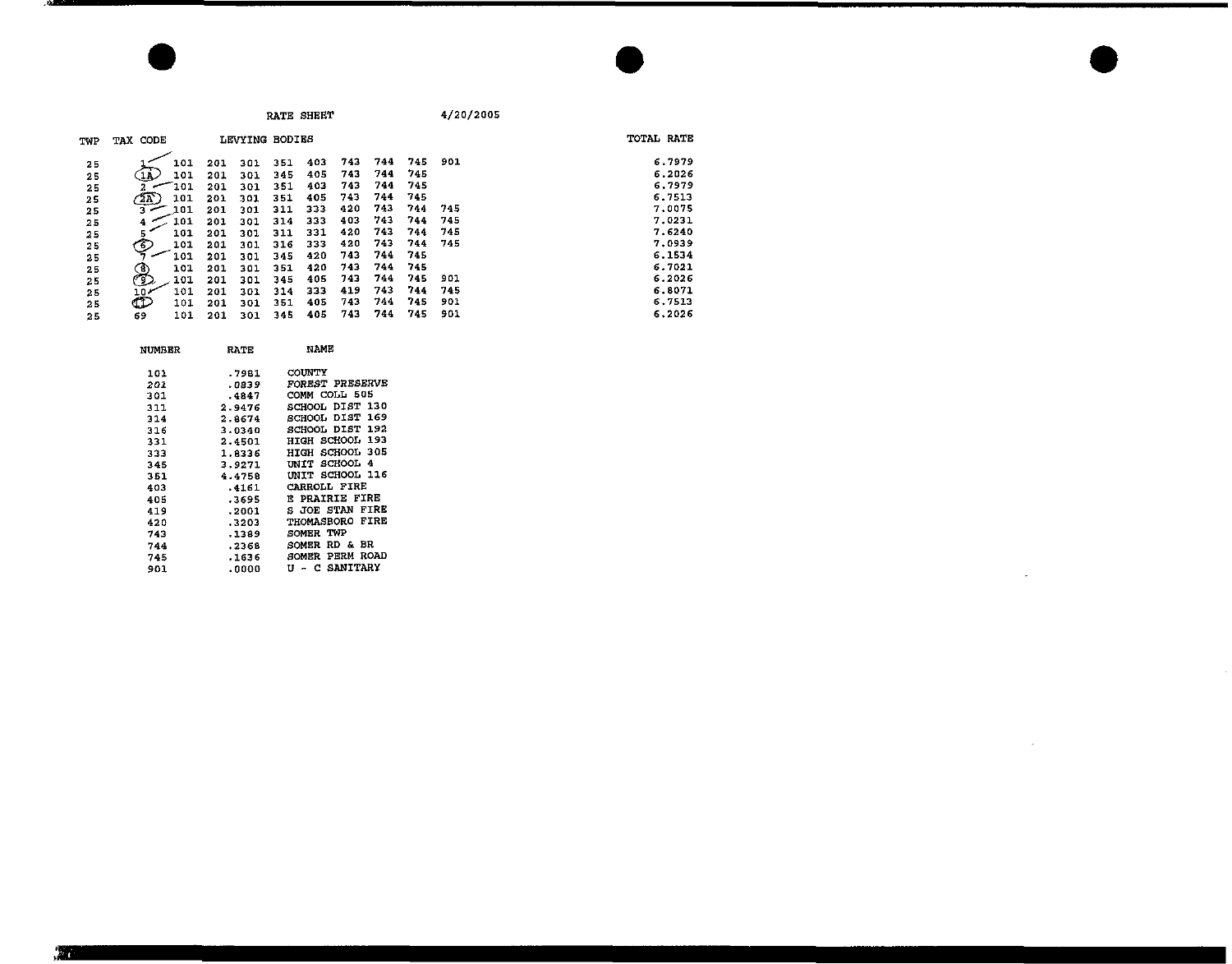RATE SHEET 4/20/2005

| TWP | TAX CODE | LEVYING BODIES | | | | | | | | | | TOTAL RATE |
|---|---|---|---|---|---|---|---|---|---|---|---|---|
| 25 | 1 | 101 | 201 | 301 | 351 | 403 | 743 | 744 | 745 | 901 | | 6.7979 |
| 25 | 1A | 101 | 201 | 301 | 345 | 405 | 743 | 744 | 745 | | | 6.2026 |
| 25 | 2 | 101 | 201 | 301 | 351 | 403 | 743 | 744 | 745 | | | 6.7979 |
| 25 | 2A | 101 | 201 | 301 | 351 | 405 | 743 | 744 | 745 | | | 6.7513 |
| 25 | 3 | 101 | 201 | 301 | 311 | 333 | 420 | 743 | 744 | 745 | | 7.0075 |
| 25 | 4 | 101 | 201 | 301 | 314 | 333 | 403 | 743 | 744 | 745 | | 7.0231 |
| 25 | 5 | 101 | 201 | 301 | 311 | 331 | 420 | 743 | 744 | 745 | | 7.6240 |
| 25 | 6 | 101 | 201 | 301 | 316 | 333 | 420 | 743 | 744 | 745 | | 7.0939 |
| 25 | 7 | 101 | 201 | 301 | 345 | 420 | 743 | 744 | 745 | | | 6.1534 |
| 25 | 8 | 101 | 201 | 301 | 351 | 420 | 743 | 744 | 745 | | | 6.7021 |
| 25 | 9 | 101 | 201 | 301 | 345 | 405 | 743 | 744 | 745 | 901 | | 6.2026 |
| 25 | 10 | 101 | 201 | 301 | 314 | 333 | 419 | 743 | 744 | 745 | | 6.8071 |
| 25 | 11 | 101 | 201 | 301 | 351 | 405 | 743 | 744 | 745 | 901 | | 6.7513 |
| 25 | 69 | 101 | 201 | 301 | 345 | 405 | 743 | 744 | 745 | 901 | | 6.2026 |

| NUMBER | RATE | NAME |
|---|---|---|
| 101 | .7981 | COUNTY |
| 201 | .0839 | FOREST PRESERVE |
| 301 | .4847 | COMM COLL 505 |
| 311 | 2.9476 | SCHOOL DIST 130 |
| 314 | 2.8674 | SCHOOL DIST 169 |
| 316 | 3.0340 | SCHOOL DIST 192 |
| 331 | 2.4501 | HIGH SCHOOL 193 |
| 333 | 1.8336 | HIGH SCHOOL 305 |
| 345 | 3.9271 | UNIT SCHOOL 4 |
| 351 | 4.4758 | UNIT SCHOOL 116 |
| 403 | .4161 | CARROLL FIRE |
| 405 | .3695 | E PRAIRIE FIRE |
| 419 | .2001 | S JOE STAN FIRE |
| 420 | .3203 | THOMASBORO FIRE |
| 743 | .1389 | SOMER TWP |
| 744 | .2368 | SOMER RD & BR |
| 745 | .1636 | SOMER PERM ROAD |
| 901 | .0000 | U - C SANITARY |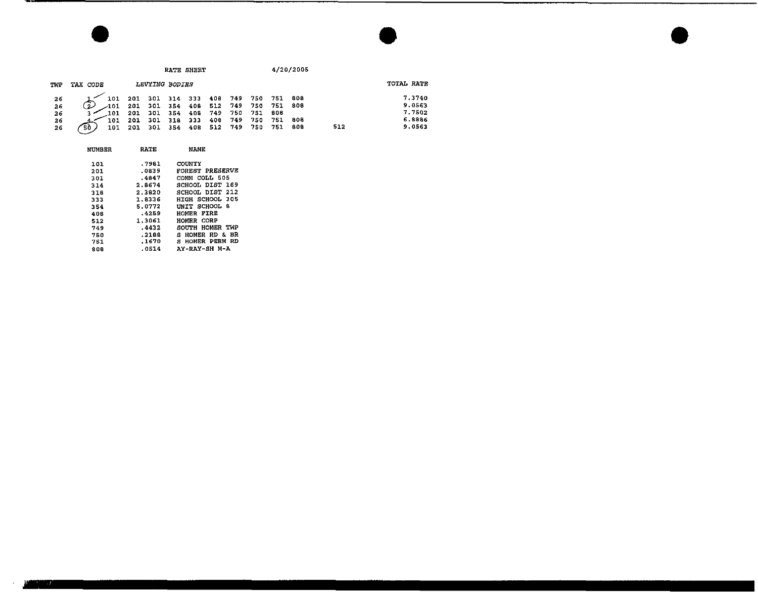RATE SHEET 4/20/2005

| TWP | TAX CODE | LEVYING BODIES | | | | | | | | | | | TOTAL RATE |
|---|---|---|---|---|---|---|---|---|---|---|---|---|---|
| 26 | 1 | 101 | 201 | 301 | 314 | 333 | 408 | 749 | 750 | 751 | 808 | | 7.3740 |
| 26 | 2 | 101 | 201 | 301 | 354 | 408 | 512 | 749 | 750 | 751 | 808 | | 9.0563 |
| 26 | 3 | 101 | 201 | 301 | 354 | 408 | 749 | 750 | 751 | 808 | | | 7.7502 |
| 26 | 4 | 101 | 201 | 301 | 318 | 333 | 408 | 749 | 750 | 751 | 808 | | 6.8886 |
| 26 | 50 | 101 | 201 | 301 | 354 | 408 | 512 | 749 | 750 | 751 | 808 | 512 | 9.0563 |

| NUMBER | RATE | NAME |
|---|---|---|
| 101 | .7981 | COUNTY |
| 201 | .0839 | FOREST PRESERVE |
| 301 | .4847 | COMM COLL 505 |
| 314 | 2.8674 | SCHOOL DIST 169 |
| 318 | 2.3820 | SCHOOL DIST 212 |
| 333 | 1.8336 | HIGH SCHOOL 305 |
| 354 | 5.0772 | UNIT SCHOOL 8 |
| 408 | .4259 | HOMER FIRE |
| 512 | 1.3061 | HOMER CORP |
| 749 | .4432 | SOUTH HOMER TWP |
| 750 | .2188 | S HOMER RD & BR |
| 751 | .1670 | S HOMER PERM RD |
| 808 | .0514 | AY-RAY-SH M-A |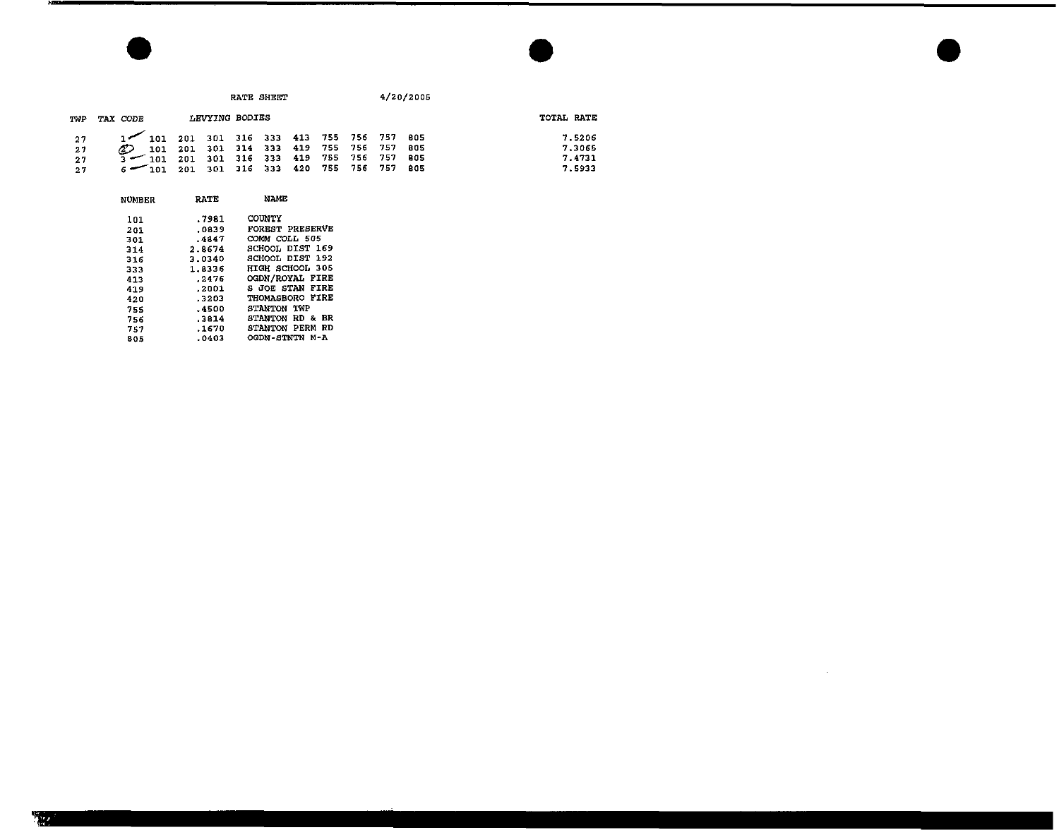RATE SHEET 4/20/2005

| TWP | TAX CODE | LEVYING BODIES | | | | | | | | | | TOTAL RATE |
|---|---|---|---|---|---|---|---|---|---|---|---|---|
| 27 | 1 | 101 | 201 | 301 | 316 | 333 | 413 | 755 | 756 | 757 | 805 | 7.5206 |
| 27 | 2 | 101 | 201 | 301 | 314 | 333 | 419 | 755 | 756 | 757 | 805 | 7.3065 |
| 27 | 3 | 101 | 201 | 301 | 316 | 333 | 419 | 755 | 756 | 757 | 805 | 7.4731 |
| 27 | 6 | 101 | 201 | 301 | 316 | 333 | 420 | 755 | 756 | 757 | 805 | 7.5933 |

| NUMBER | RATE | NAME |
|---|---|---|
| 101 | .7981 | COUNTY |
| 201 | .0839 | FOREST PRESERVE |
| 301 | .4847 | COMM COLL 505 |
| 314 | 2.8674 | SCHOOL DIST 169 |
| 316 | 3.0340 | SCHOOL DIST 192 |
| 333 | 1.8336 | HIGH SCHOOL 305 |
| 413 | .2476 | OGDN/ROYAL FIRE |
| 419 | .2001 | S JOE STAN FIRE |
| 420 | .3203 | THOMASBORO FIRE |
| 755 | .4500 | STANTON TWP |
| 756 | .3814 | STANTON RD & BR |
| 757 | .1670 | STANTON PERM RD |
| 805 | .0403 | OGDN-STNTN M-A |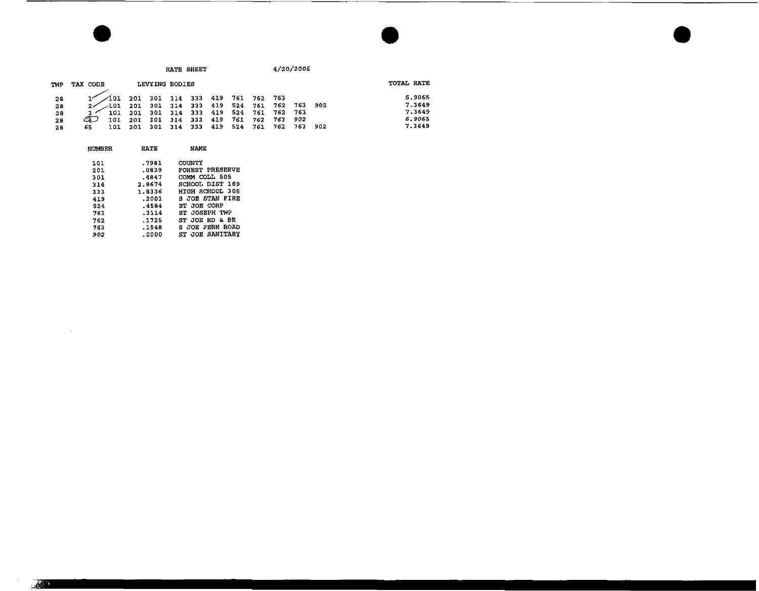RATE SHEET 4/20/2005

| TWP | TAX CODE | LEVYING BODIES | | | | | | | | | | | TOTAL RATE |
|---|---|---|---|---|---|---|---|---|---|---|---|---|---|
| 28 | 1 | 101 | 201 | 301 | 314 | 333 | 419 | 761 | 762 | 763 | | | 6.9065 |
| 28 | 2 | 101 | 201 | 301 | 314 | 333 | 419 | 524 | 761 | 762 | 763 | 902 | 7.3649 |
| 28 | 3 | 101 | 201 | 301 | 314 | 333 | 419 | 524 | 761 | 762 | 763 | | 7.3649 |
| 28 | 4 | 101 | 201 | 301 | 314 | 333 | 419 | 761 | 762 | 763 | 902 | | 6.9065 |
| 28 | 65 | 101 | 201 | 301 | 314 | 333 | 419 | 524 | 761 | 762 | 763 | 902 | 7.3649 |

| NUMBER | RATE | NAME |
|---|---|---|
| 101 | .7981 | COUNTY |
| 201 | .0839 | FOREST PRESERVE |
| 301 | .4847 | COMM COLL 505 |
| 314 | 2.8674 | SCHOOL DIST 169 |
| 333 | 1.8336 | HIGH SCHOOL 305 |
| 419 | .2001 | S JOE STAN FIRE |
| 524 | .4584 | ST JOE CORP |
| 761 | .3114 | ST JOSEPH TWP |
| 762 | .1725 | ST JOE RD & BR |
| 763 | .1548 | S JOE PERM ROAD |
| 902 | .0000 | ST JOE SANITARY |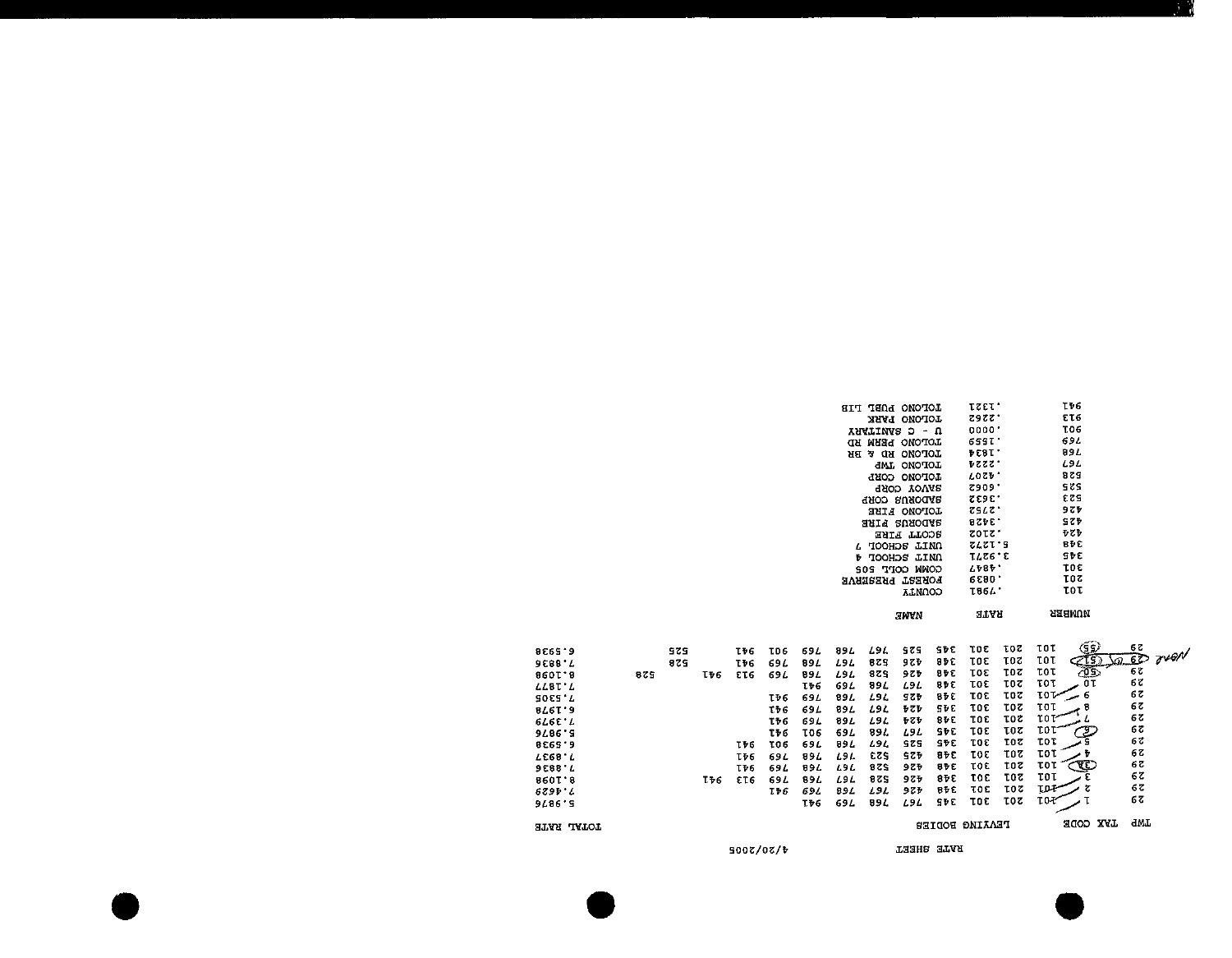RATE SHEET 4/20/2005

| TWP | TAX CODE | LEVYING BODIES | | | | | | | | | | | TOTAL RATE |
|---|---|---|---|---|---|---|---|---|---|---|---|---|---|
| 29 | 1 | 101 | 201 | 301 | 345 | 767 | 768 | 769 | 941 | | | | 5.9876 |
| 29 | 2 | 101 | 201 | 301 | 348 | 426 | 767 | 768 | 769 | 941 | | | 7.4629 |
| 29 | 3 | 101 | 201 | 301 | 348 | 426 | 528 | 767 | 768 | 769 | 913 | 941 | 8.1098 |
| 29 | 3A | 101 | 201 | 301 | 348 | 426 | 528 | 767 | 768 | 769 | 941 | | 7.8836 |
| 29 | 4 | 101 | 201 | 301 | 348 | 425 | 523 | 767 | 768 | 769 | 941 | | 7.6937 |
| 29 | 5 | 101 | 201 | 301 | 345 | 525 | 767 | 768 | 769 | 901 | 941 | | 6.5938 |
| 29 | 6 | 101 | 201 | 301 | 345 | 767 | 768 | 769 | 901 | 941 | | | 5.9876 |
| 29 | 7 | 101 | 201 | 301 | 348 | 424 | 767 | 768 | 769 | 941 | | | 7.3979 |
| 29 | 8 | 101 | 201 | 301 | 345 | 424 | 767 | 768 | 769 | 941 | | | 6.1978 |
| 29 | 9 | 101 | 201 | 301 | 348 | 425 | 767 | 768 | 769 | 941 | | | 7.5305 |
| 29 | 10 | 101 | 201 | 301 | 348 | 767 | 768 | 769 | 941 | | | | 7.1877 |
| 29 | 50 | 101 | 201 | 301 | 348 | 426 | 528 | 767 | 768 | 769 | 913 | 941 | 528 8.1098 |
| 29 | 51 (None) | 101 | 201 | 301 | 348 | 426 | 528 | 767 | 768 | 769 | 941 | 528 | 7.8836 |
| 29 | 55 | 101 | 201 | 301 | 345 | 525 | 767 | 768 | 769 | 901 | 941 | 525 | 6.5938 |

| NUMBER | RATE | NAME |
|---|---|---|
| 101 | .7981 | COUNTY |
| 201 | .0839 | FOREST PRESERVE |
| 301 | .4847 | COMM COLL 505 |
| 345 | 3.9271 | UNIT SCHOOL 4 |
| 348 | 5.1272 | UNIT SCHOOL 7 |
| 424 | .2102 | SCOTT FIRE |
| 425 | .3428 | SADORUS FIRE |
| 426 | .2752 | TOLONO FIRE |
| 523 | .3632 | SADORUS CORP |
| 525 | .6062 | SAVOY CORP |
| 528 | .4207 | TOLONO CORP |
| 767 | .2224 | TOLONO TWP |
| 768 | .1634 | TOLONO RD & BR |
| 769 | .1559 | TOLONO PERM RD |
| 901 | .0000 | U - C SANITARY |
| 913 | .2262 | TOLONO PARK |
| 941 | .1321 | TOLONO PUBL LIB |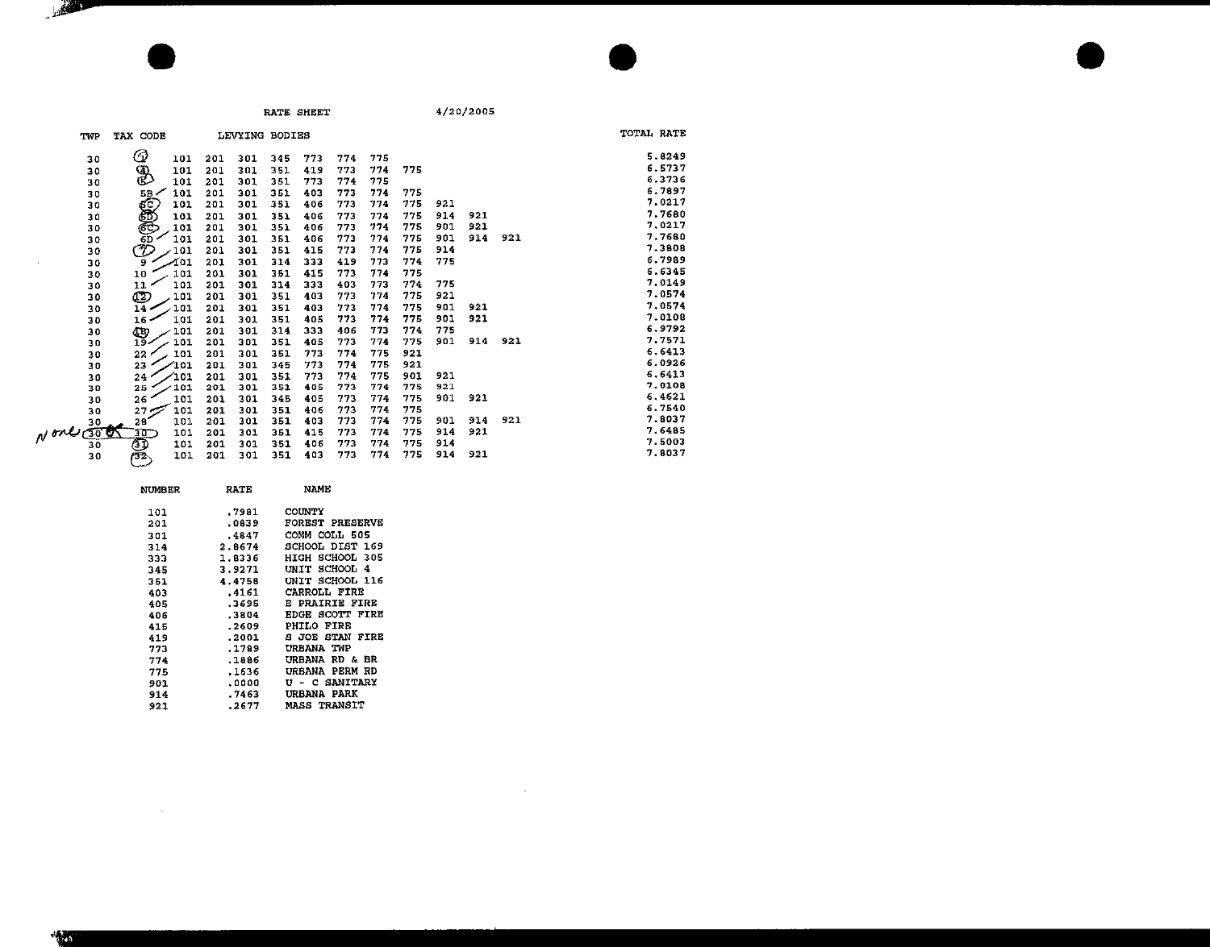RATE SHEET 4/20/2005

| TWP | TAX CODE | LEVYING BODIES | | | | | | | | | | | TOTAL RATE |
|---|---|---|---|---|---|---|---|---|---|---|---|---|---|
| 30 | 1 | 101 | 201 | 301 | 345 | 773 | 774 | 775 | | | | | 5.8249 |
| 30 | 4 | 101 | 201 | 301 | 351 | 419 | 773 | 774 | 775 | | | | 6.5737 |
| 30 | 5 | 101 | 201 | 301 | 351 | 773 | 774 | 775 | | | | | 6.3736 |
| 30 | 5B | 101 | 201 | 301 | 351 | 403 | 773 | 774 | 775 | | | | 6.7897 |
| 30 | 5C | 101 | 201 | 301 | 351 | 406 | 773 | 774 | 775 | 921 | | | 7.0217 |
| 30 | 5D | 101 | 201 | 301 | 351 | 406 | 773 | 774 | 775 | 914 | 921 | | 7.7680 |
| 30 | 6C | 101 | 201 | 301 | 351 | 406 | 773 | 774 | 775 | 901 | 921 | | 7.0217 |
| 30 | 6D | 101 | 201 | 301 | 351 | 406 | 773 | 774 | 775 | 901 | 914 | 921 | 7.7680 |
| 30 | 7 | 101 | 201 | 301 | 351 | 415 | 773 | 774 | 775 | 914 | | | 7.3808 |
| 30 | 9 | 101 | 201 | 301 | 314 | 333 | 419 | 773 | 774 | 775 | | | 6.7989 |
| 30 | 10 | 101 | 201 | 301 | 351 | 415 | 773 | 774 | 775 | | | | 6.6345 |
| 30 | 11 | 101 | 201 | 301 | 314 | 333 | 403 | 773 | 774 | 775 | | | 7.0149 |
| 30 | 12 | 101 | 201 | 301 | 351 | 403 | 773 | 774 | 775 | 921 | | | 7.0574 |
| 30 | 14 | 101 | 201 | 301 | 351 | 403 | 773 | 774 | 775 | 901 | 921 | | 7.0574 |
| 30 | 16 | 101 | 201 | 301 | 351 | 405 | 773 | 774 | 775 | 901 | 921 | | 7.0108 |
| 30 | 18 | 101 | 201 | 301 | 314 | 333 | 406 | 773 | 774 | 775 | | | 6.9792 |
| 30 | 19 | 101 | 201 | 301 | 351 | 405 | 773 | 774 | 775 | 901 | 914 | 921 | 7.7571 |
| 30 | 22 | 101 | 201 | 301 | 351 | 773 | 774 | 775 | 921 | | | | 6.6413 |
| 30 | 23 | 101 | 201 | 301 | 345 | 773 | 774 | 775 | 921 | | | | 6.0926 |
| 30 | 24 | 101 | 201 | 301 | 351 | 773 | 774 | 775 | 901 | 921 | | | 6.6413 |
| 30 | 25 | 101 | 201 | 301 | 351 | 405 | 773 | 774 | 775 | 921 | | | 7.0108 |
| 30 | 26 | 101 | 201 | 301 | 345 | 405 | 773 | 774 | 775 | 901 | 921 | | 6.4621 |
| 30 | 27 | 101 | 201 | 301 | 351 | 406 | 773 | 774 | 775 | | | | 6.7540 |
| 30 | 28 | 101 | 201 | 301 | 351 | 403 | 773 | 774 | 775 | 901 | 914 | 921 | 7.8037 |
| None 30 OK | 30 | 101 | 201 | 301 | 351 | 415 | 773 | 774 | 775 | 914 | 921 | | 7.6485 |
| 30 | 31 | 101 | 201 | 301 | 351 | 406 | 773 | 774 | 775 | 914 | | | 7.5003 |
| 30 | 32 | 101 | 201 | 301 | 351 | 403 | 773 | 774 | 775 | 914 | 921 | | 7.8037 |

| NUMBER | RATE | NAME |
|---|---|---|
| 101 | .7981 | COUNTY |
| 201 | .0839 | FOREST PRESERVE |
| 301 | .4847 | COMM COLL 505 |
| 314 | 2.8674 | SCHOOL DIST 169 |
| 333 | 1.8336 | HIGH SCHOOL 305 |
| 345 | 3.9271 | UNIT SCHOOL 4 |
| 351 | 4.4758 | UNIT SCHOOL 116 |
| 403 | .4161 | CARROLL FIRE |
| 405 | .3695 | E PRAIRIE FIRE |
| 406 | .3804 | EDGE SCOTT FIRE |
| 415 | .2609 | PHILO FIRE |
| 419 | .2001 | S JOE STAN FIRE |
| 773 | .1789 | URBANA TWP |
| 774 | .1886 | URBANA RD & BR |
| 775 | .1636 | URBANA PERM RD |
| 901 | .0000 | U - C SANITARY |
| 914 | .7463 | URBANA PARK |
| 921 | .2677 | MASS TRANSIT |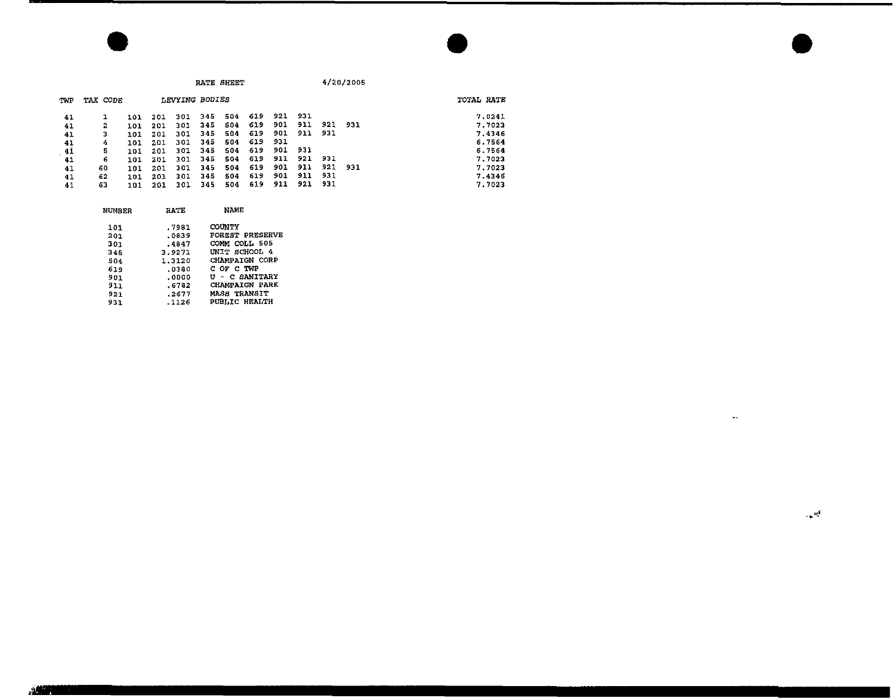RATE SHEET 4/20/2005

| TWP | TAX CODE | LEVYING BODIES | | | | | | | | | | TOTAL RATE |
|---|---|---|---|---|---|---|---|---|---|---|---|---|
| 41 | 1 | 101 | 201 | 301 | 345 | 504 | 619 | 921 | 931 | | | 7.0241 |
| 41 | 2 | 101 | 201 | 301 | 345 | 504 | 619 | 901 | 911 | 921 | 931 | 7.7023 |
| 41 | 3 | 101 | 201 | 301 | 345 | 504 | 619 | 901 | 911 | 931 | | 7.4346 |
| 41 | 4 | 101 | 201 | 301 | 345 | 504 | 619 | 931 | | | | 6.7564 |
| 41 | 5 | 101 | 201 | 301 | 345 | 504 | 619 | 901 | 931 | | | 6.7564 |
| 41 | 6 | 101 | 201 | 301 | 345 | 504 | 619 | 911 | 921 | 931 | | 7.7023 |
| 41 | 60 | 101 | 201 | 301 | 345 | 504 | 619 | 901 | 911 | 921 | 931 | 7.7023 |
| 41 | 62 | 101 | 201 | 301 | 345 | 504 | 619 | 901 | 911 | 931 | | 7.4346 |
| 41 | 63 | 101 | 201 | 301 | 345 | 504 | 619 | 911 | 921 | 931 | | 7.7023 |

| NUMBER | RATE | NAME |
|---|---|---|
| 101 | .7981 | COUNTY |
| 201 | .0839 | FOREST PRESERVE |
| 301 | .4847 | COMM COLL 505 |
| 345 | 3.9271 | UNIT SCHOOL 4 |
| 504 | 1.3120 | CHAMPAIGN CORP |
| 619 | .0380 | C OF C TWP |
| 901 | .0000 | U - C SANITARY |
| 911 | .6782 | CHAMPAIGN PARK |
| 921 | .2677 | MASS TRANSIT |
| 931 | .1126 | PUBLIC HEALTH |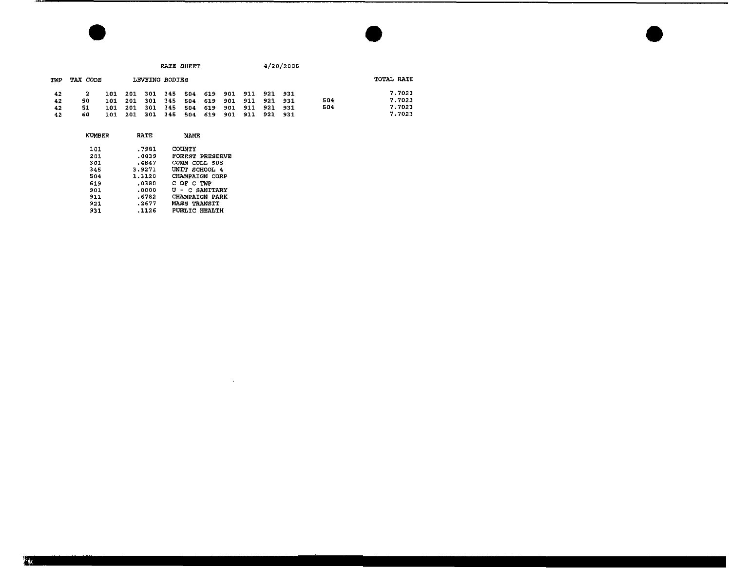RATE SHEET 4/20/2005

| TWP | TAX CODE | LEVYING BODIES | | | | | | | | | | | TOTAL RATE |
|---|---|---|---|---|---|---|---|---|---|---|---|---|---|
| 42 | 2 | 101 | 201 | 301 | 345 | 504 | 619 | 901 | 911 | 921 | 931 | | 7.7023 |
| 42 | 50 | 101 | 201 | 301 | 345 | 504 | 619 | 901 | 911 | 921 | 931 | 504 | 7.7023 |
| 42 | 51 | 101 | 201 | 301 | 345 | 504 | 619 | 901 | 911 | 921 | 931 | 504 | 7.7023 |
| 42 | 60 | 101 | 201 | 301 | 345 | 504 | 619 | 901 | 911 | 921 | 931 | | 7.7023 |

| NUMBER | RATE | NAME |
|---|---|---|
| 101 | .7981 | COUNTY |
| 201 | .0839 | FOREST PRESERVE |
| 301 | .4847 | COMM COLL 505 |
| 345 | 3.9271 | UNIT SCHOOL 4 |
| 504 | 1.3120 | CHAMPAIGN CORP |
| 619 | .0380 | C OF C TWP |
| 901 | .0000 | U - C SANITARY |
| 911 | .6782 | CHAMPAIGN PARK |
| 921 | .2677 | MASS TRANSIT |
| 931 | .1126 | PUBLIC HEALTH |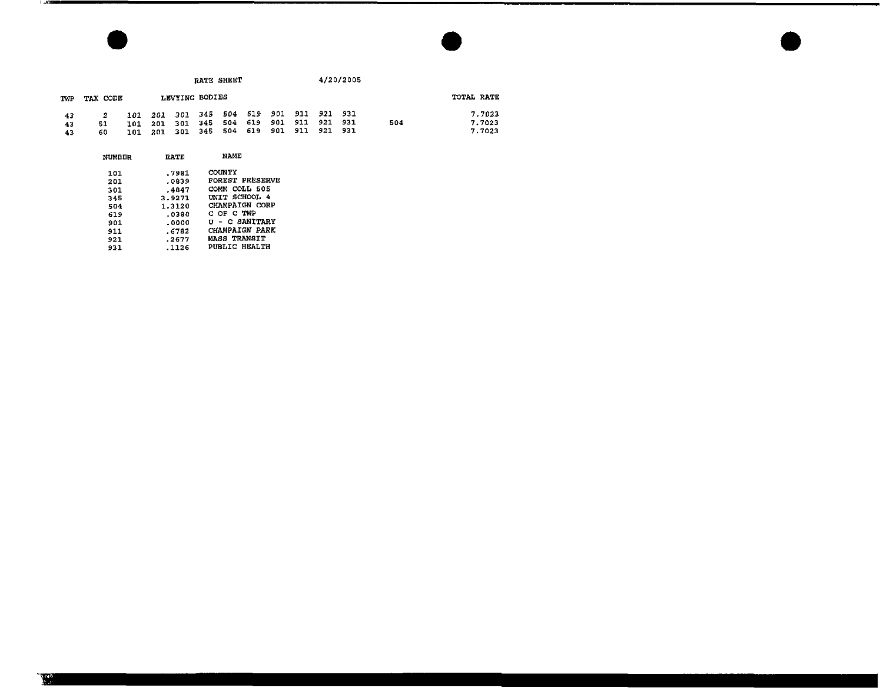RATE SHEET 4/20/2005

| TWP | TAX CODE | LEVYING BODIES | | | | | | | | | | | TOTAL RATE |
|---|---|---|---|---|---|---|---|---|---|---|---|---|---|
| 43 | 2 | 101 | 201 | 301 | 345 | 504 | 619 | 901 | 911 | 921 | 931 | | 7.7023 |
| 43 | 51 | 101 | 201 | 301 | 345 | 504 | 619 | 901 | 911 | 921 | 931 | 504 | 7.7023 |
| 43 | 60 | 101 | 201 | 301 | 345 | 504 | 619 | 901 | 911 | 921 | 931 | | 7.7023 |

| NUMBER | RATE | NAME |
|---|---|---|
| 101 | .7981 | COUNTY |
| 201 | .0839 | FOREST PRESERVE |
| 301 | .4847 | COMM COLL 505 |
| 345 | 3.9271 | UNIT SCHOOL 4 |
| 504 | 1.3120 | CHAMPAIGN CORP |
| 619 | .0380 | C OF C TWP |
| 901 | .0000 | U - C SANITARY |
| 911 | .6782 | CHAMPAIGN PARK |
| 921 | .2677 | MASS TRANSIT |
| 931 | .1126 | PUBLIC HEALTH |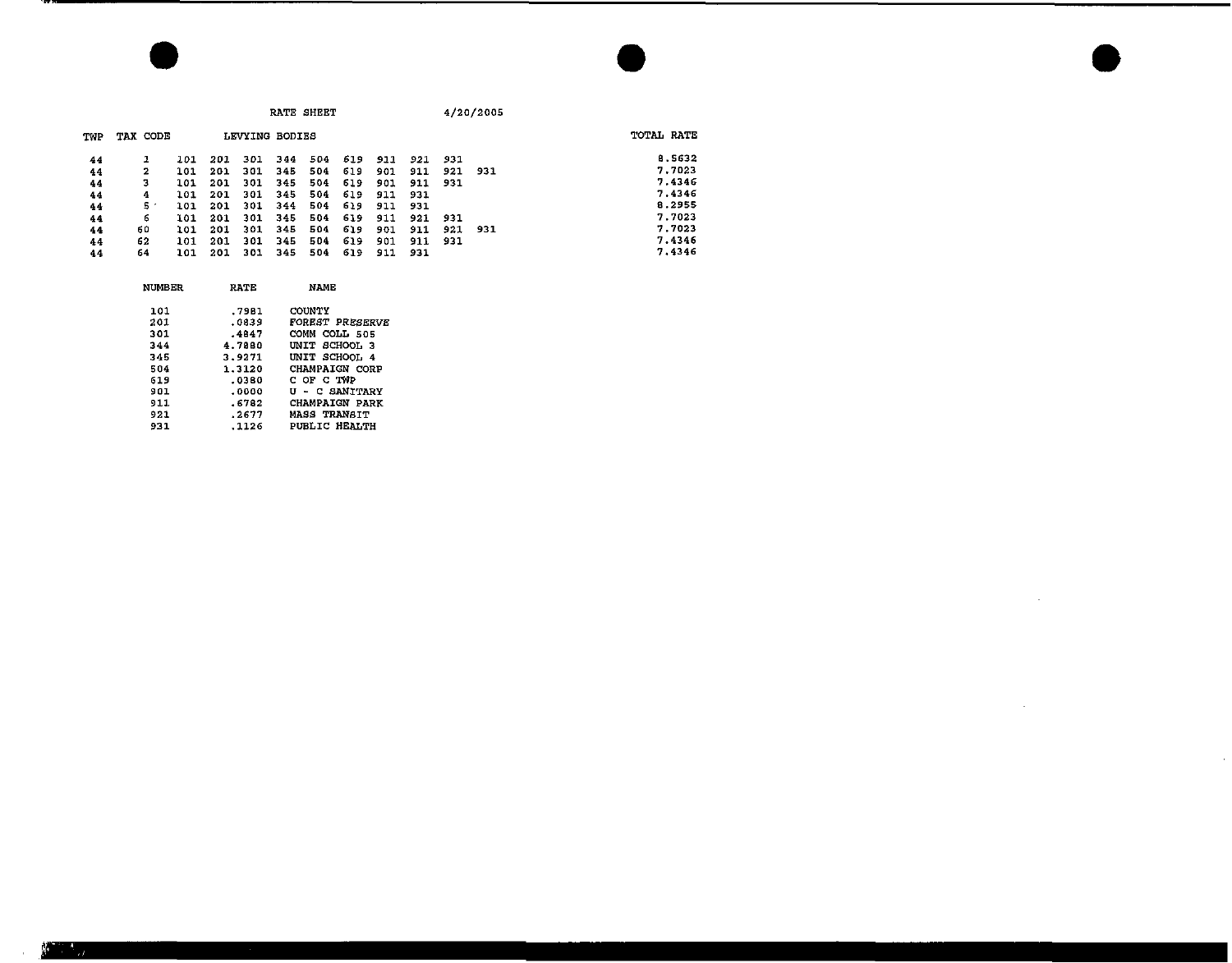RATE SHEET 4/20/2005

| TWP | TAX CODE | LEVYING BODIES | | | | | | | | | | TOTAL RATE |
|---|---|---|---|---|---|---|---|---|---|---|---|---|
| 44 | 1 | 101 | 201 | 301 | 344 | 504 | 619 | 911 | 921 | 931 | | 8.5632 |
| 44 | 2 | 101 | 201 | 301 | 345 | 504 | 619 | 901 | 911 | 921 | 931 | 7.7023 |
| 44 | 3 | 101 | 201 | 301 | 345 | 504 | 619 | 901 | 911 | 931 | | 7.4346 |
| 44 | 4 | 101 | 201 | 301 | 345 | 504 | 619 | 911 | 931 | | | 7.4346 |
| 44 | 5 | 101 | 201 | 301 | 344 | 504 | 619 | 911 | 931 | | | 8.2955 |
| 44 | 6 | 101 | 201 | 301 | 345 | 504 | 619 | 911 | 921 | 931 | | 7.7023 |
| 44 | 60 | 101 | 201 | 301 | 345 | 504 | 619 | 901 | 911 | 921 | 931 | 7.7023 |
| 44 | 62 | 101 | 201 | 301 | 345 | 504 | 619 | 901 | 911 | 931 | | 7.4346 |
| 44 | 64 | 101 | 201 | 301 | 345 | 504 | 619 | 911 | 931 | | | 7.4346 |

| NUMBER | RATE | NAME |
|---|---|---|
| 101 | .7981 | COUNTY |
| 201 | .0839 | FOREST PRESERVE |
| 301 | .4847 | COMM COLL 505 |
| 344 | 4.7880 | UNIT SCHOOL 3 |
| 345 | 3.9271 | UNIT SCHOOL 4 |
| 504 | 1.3120 | CHAMPAIGN CORP |
| 619 | .0380 | C OF C TWP |
| 901 | .0000 | U - C SANITARY |
| 911 | .6782 | CHAMPAIGN PARK |
| 921 | .2677 | MASS TRANSIT |
| 931 | .1126 | PUBLIC HEALTH |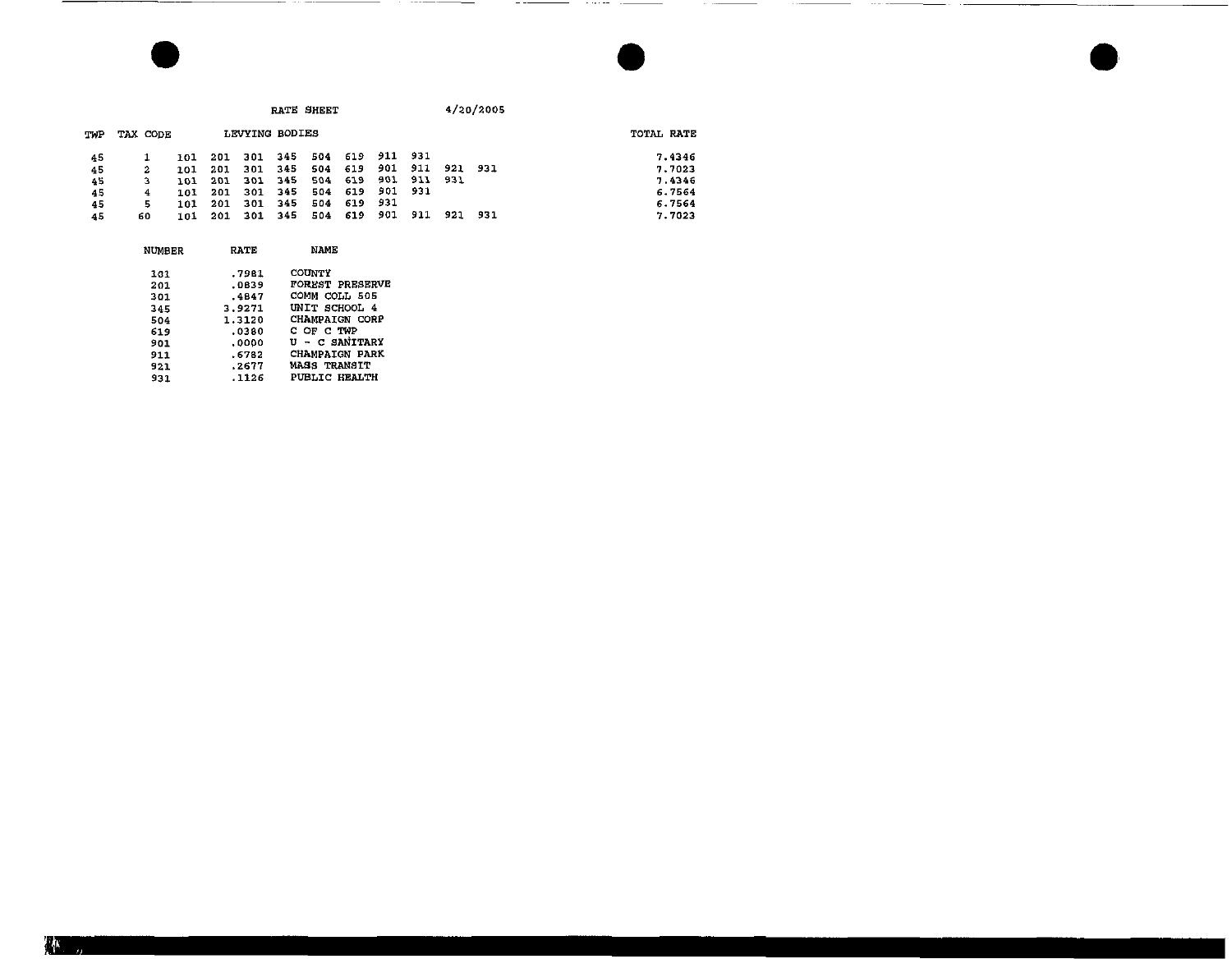RATE SHEET 4/20/2005

| TWP | TAX CODE | LEVYING BODIES | | | | | | | | | | TOTAL RATE |
|---|---|---|---|---|---|---|---|---|---|---|---|---|
| 45 | 1 | 101 | 201 | 301 | 345 | 504 | 619 | 911 | 931 | | | 7.4346 |
| 45 | 2 | 101 | 201 | 301 | 345 | 504 | 619 | 901 | 911 | 921 | 931 | 7.7023 |
| 45 | 3 | 101 | 201 | 301 | 345 | 504 | 619 | 901 | 911 | 931 | | 7.4346 |
| 45 | 4 | 101 | 201 | 301 | 345 | 504 | 619 | 901 | 931 | | | 6.7564 |
| 45 | 5 | 101 | 201 | 301 | 345 | 504 | 619 | 931 | | | | 6.7564 |
| 45 | 60 | 101 | 201 | 301 | 345 | 504 | 619 | 901 | 911 | 921 | 931 | 7.7023 |

| NUMBER | RATE | NAME |
|---|---|---|
| 101 | .7981 | COUNTY |
| 201 | .0839 | FOREST PRESERVE |
| 301 | .4847 | COMM COLL 505 |
| 345 | 3.9271 | UNIT SCHOOL 4 |
| 504 | 1.3120 | CHAMPAIGN CORP |
| 619 | .0380 | C OF C TWP |
| 901 | .0000 | U - C SANITARY |
| 911 | .6782 | CHAMPAIGN PARK |
| 921 | .2677 | MASS TRANSIT |
| 931 | .1126 | PUBLIC HEALTH |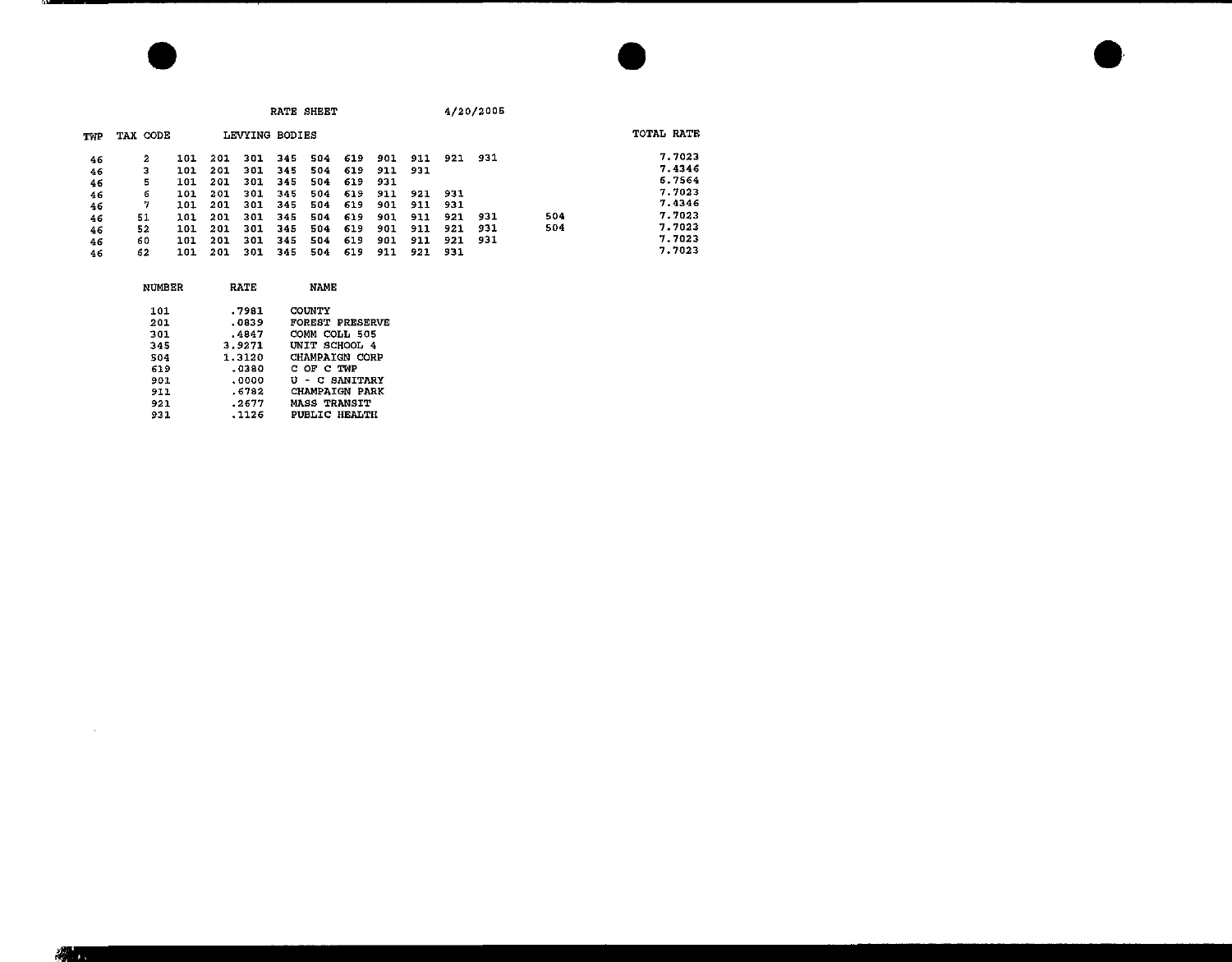RATE SHEET 4/20/2005

| TWP | TAX CODE | LEVYING BODIES | | | | | | | | | | | TOTAL RATE |
|---|---|---|---|---|---|---|---|---|---|---|---|---|---|
| 46 | 2 | 101 | 201 | 301 | 345 | 504 | 619 | 901 | 911 | 921 | 931 | | 7.7023 |
| 46 | 3 | 101 | 201 | 301 | 345 | 504 | 619 | 911 | 931 | | | | 7.4346 |
| 46 | 5 | 101 | 201 | 301 | 345 | 504 | 619 | 931 | | | | | 6.7564 |
| 46 | 6 | 101 | 201 | 301 | 345 | 504 | 619 | 911 | 921 | 931 | | | 7.7023 |
| 46 | 7 | 101 | 201 | 301 | 345 | 504 | 619 | 901 | 911 | 931 | | | 7.4346 |
| 46 | 51 | 101 | 201 | 301 | 345 | 504 | 619 | 901 | 911 | 921 | 931 | 504 | 7.7023 |
| 46 | 52 | 101 | 201 | 301 | 345 | 504 | 619 | 901 | 911 | 921 | 931 | 504 | 7.7023 |
| 46 | 60 | 101 | 201 | 301 | 345 | 504 | 619 | 901 | 911 | 921 | 931 | | 7.7023 |
| 46 | 62 | 101 | 201 | 301 | 345 | 504 | 619 | 911 | 921 | 931 | | | 7.7023 |

| NUMBER | RATE | NAME |
|---|---|---|
| 101 | .7981 | COUNTY |
| 201 | .0839 | FOREST PRESERVE |
| 301 | .4847 | COMM COLL 505 |
| 345 | 3.9271 | UNIT SCHOOL 4 |
| 504 | 1.3120 | CHAMPAIGN CORP |
| 619 | .0380 | C OF C TWP |
| 901 | .0000 | U - C SANITARY |
| 911 | .6782 | CHAMPAIGN PARK |
| 921 | .2677 | MASS TRANSIT |
| 931 | .1126 | PUBLIC HEALTH |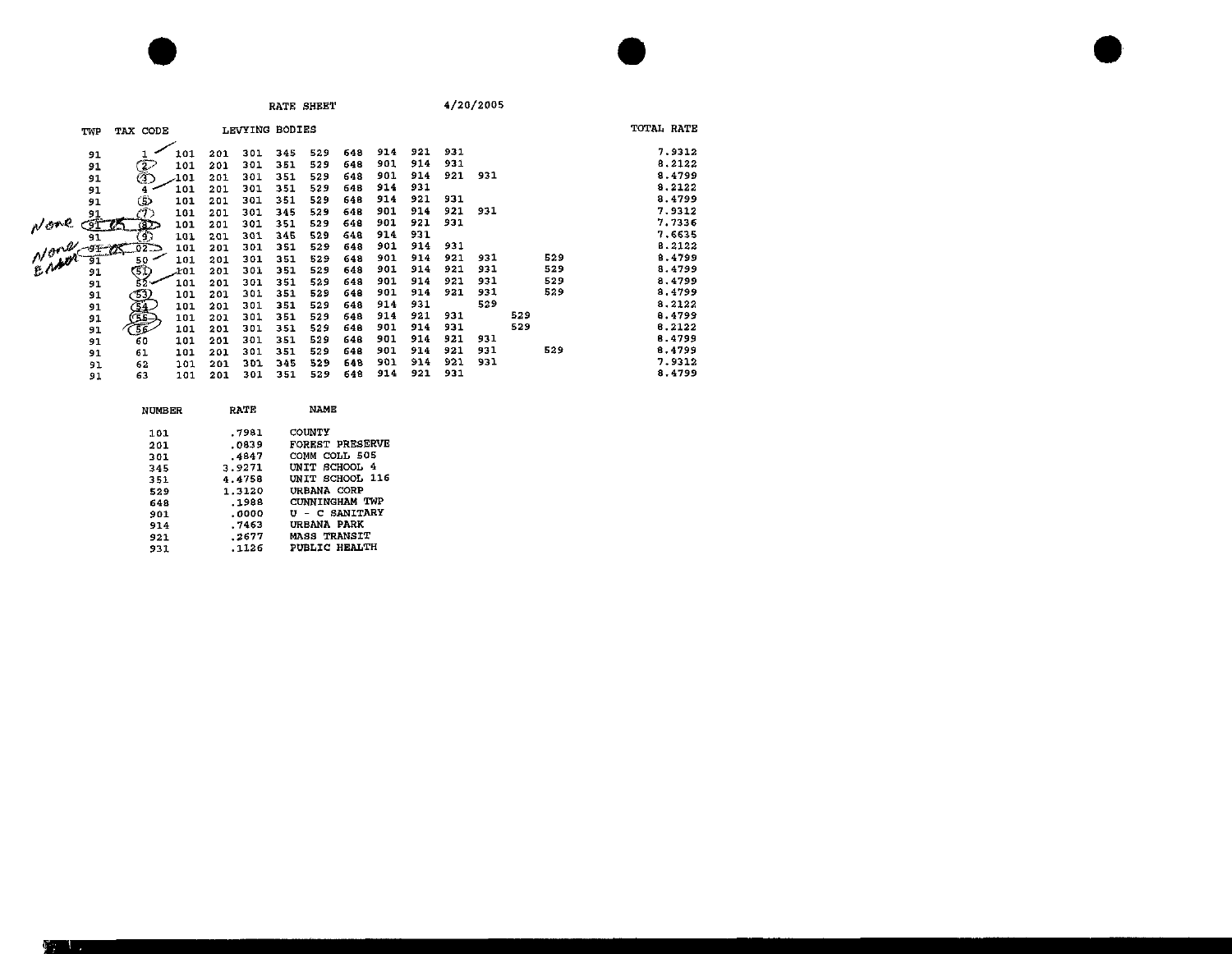RATE SHEET 4/20/2005

| TWP | TAX CODE | LEVYING BODIES | | | | | | | | | | | | TOTAL RATE |
|---|---|---|---|---|---|---|---|---|---|---|---|---|---|---|
| 91 | 1 | 101 | 201 | 301 | 345 | 529 | 648 | 914 | 921 | 931 | | | | 7.9312 |
| 91 | 2 | 101 | 201 | 301 | 351 | 529 | 648 | 901 | 914 | 931 | | | | 8.2122 |
| 91 | 3 | 101 | 201 | 301 | 351 | 529 | 648 | 901 | 914 | 921 | 931 | | | 8.4799 |
| 91 | 4 | 101 | 201 | 301 | 351 | 529 | 648 | 914 | 931 | | | | | 8.2122 |
| 91 | 5 | 101 | 201 | 301 | 351 | 529 | 648 | 914 | 921 | 931 | | | | 8.4799 |
| 91 | 7 | 101 | 201 | 301 | 345 | 529 | 648 | 901 | 914 | 921 | 931 | | | 7.9312 |
| None 91 | 8 | 101 | 201 | 301 | 351 | 529 | 648 | 901 | 921 | 931 | | | | 7.7336 |
| 91 | 9 | 101 | 201 | 301 | 345 | 529 | 648 | 914 | 931 | | | | | 7.6635 |
| None Error 91 | 02 | 101 | 201 | 301 | 351 | 529 | 648 | 901 | 914 | 931 | | | | 8.2122 |
| 91 | 50 | 101 | 201 | 301 | 351 | 529 | 648 | 901 | 914 | 921 | 931 | | 529 | 8.4799 |
| 91 | 51 | 101 | 201 | 301 | 351 | 529 | 648 | 901 | 914 | 921 | 931 | | 529 | 8.4799 |
| 91 | 52 | 101 | 201 | 301 | 351 | 529 | 648 | 901 | 914 | 921 | 931 | | 529 | 8.4799 |
| 91 | 53 | 101 | 201 | 301 | 351 | 529 | 648 | 901 | 914 | 921 | 931 | | 529 | 8.4799 |
| 91 | 54 | 101 | 201 | 301 | 351 | 529 | 648 | 914 | 931 | | 529 | | | 8.2122 |
| 91 | 55 | 101 | 201 | 301 | 351 | 529 | 648 | 914 | 921 | 931 | | 529 | | 8.4799 |
| 91 | 56 | 101 | 201 | 301 | 351 | 529 | 648 | 901 | 914 | 931 | | 529 | | 8.2122 |
| 91 | 60 | 101 | 201 | 301 | 351 | 529 | 648 | 901 | 914 | 921 | 931 | | | 8.4799 |
| 91 | 61 | 101 | 201 | 301 | 351 | 529 | 648 | 901 | 914 | 921 | 931 | | 529 | 8.4799 |
| 91 | 62 | 101 | 201 | 301 | 345 | 529 | 648 | 901 | 914 | 921 | 931 | | | 7.9312 |
| 91 | 63 | 101 | 201 | 301 | 351 | 529 | 648 | 914 | 921 | 931 | | | | 8.4799 |

| NUMBER | RATE | NAME |
|---|---|---|
| 101 | .7981 | COUNTY |
| 201 | .0839 | FOREST PRESERVE |
| 301 | .4847 | COMM COLL 505 |
| 345 | 3.9271 | UNIT SCHOOL 4 |
| 351 | 4.4758 | UNIT SCHOOL 116 |
| 529 | 1.3120 | URBANA CORP |
| 648 | .1988 | CUNNINGHAM TWP |
| 901 | .0000 | U - C SANITARY |
| 914 | .7463 | URBANA PARK |
| 921 | .2677 | MASS TRANSIT |
| 931 | .1126 | PUBLIC HEALTH |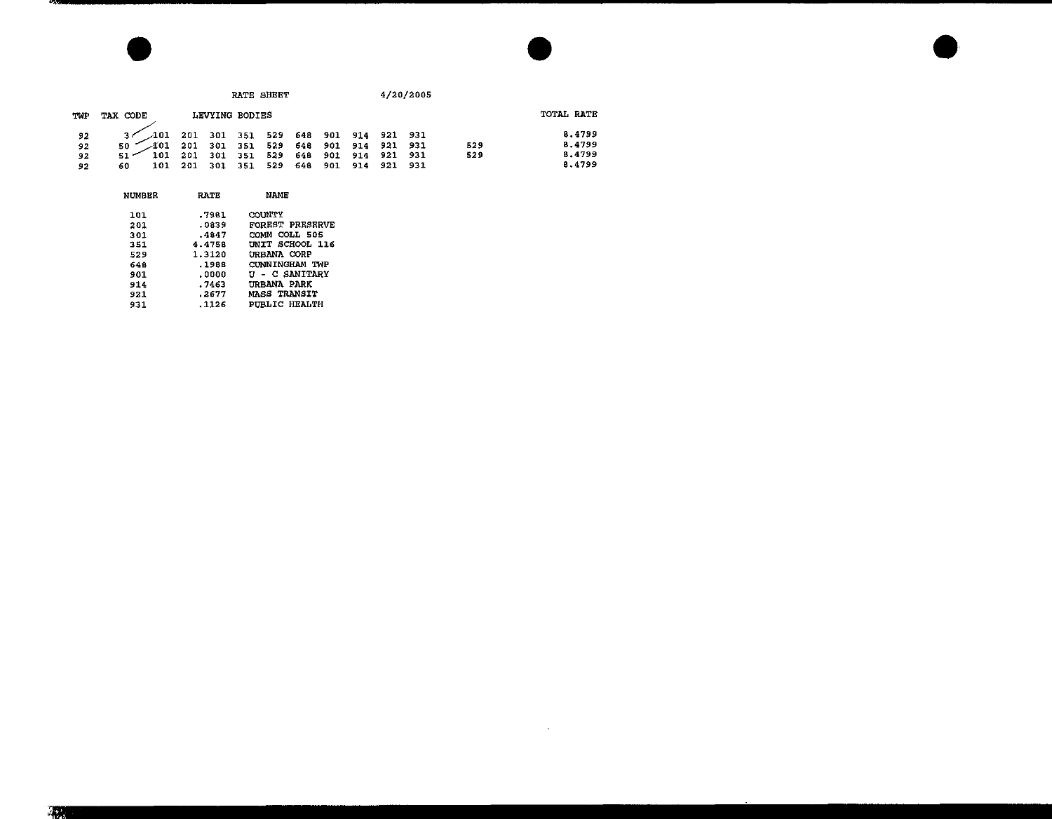RATE SHEET 4/20/2005

| TWP | TAX CODE | LEVYING BODIES | | | | | | | | | | | TOTAL RATE |
|---|---|---|---|---|---|---|---|---|---|---|---|---|---|
| 92 | 3 | 101 | 201 | 301 | 351 | 529 | 648 | 901 | 914 | 921 | 931 | | 8.4799 |
| 92 | 50 | 101 | 201 | 301 | 351 | 529 | 648 | 901 | 914 | 921 | 931 | 529 | 8.4799 |
| 92 | 51 | 101 | 201 | 301 | 351 | 529 | 648 | 901 | 914 | 921 | 931 | 529 | 8.4799 |
| 92 | 60 | 101 | 201 | 301 | 351 | 529 | 648 | 901 | 914 | 921 | 931 | | 8.4799 |

| NUMBER | RATE | NAME |
|---|---|---|
| 101 | .7981 | COUNTY |
| 201 | .0839 | FOREST PRESERVE |
| 301 | .4847 | COMM COLL 505 |
| 351 | 4.4758 | UNIT SCHOOL 116 |
| 529 | 1.3120 | URBANA CORP |
| 648 | .1988 | CUNNINGHAM TWP |
| 901 | .0000 | U - C SANITARY |
| 914 | .7463 | URBANA PARK |
| 921 | .2677 | MASS TRANSIT |
| 931 | .1126 | PUBLIC HEALTH |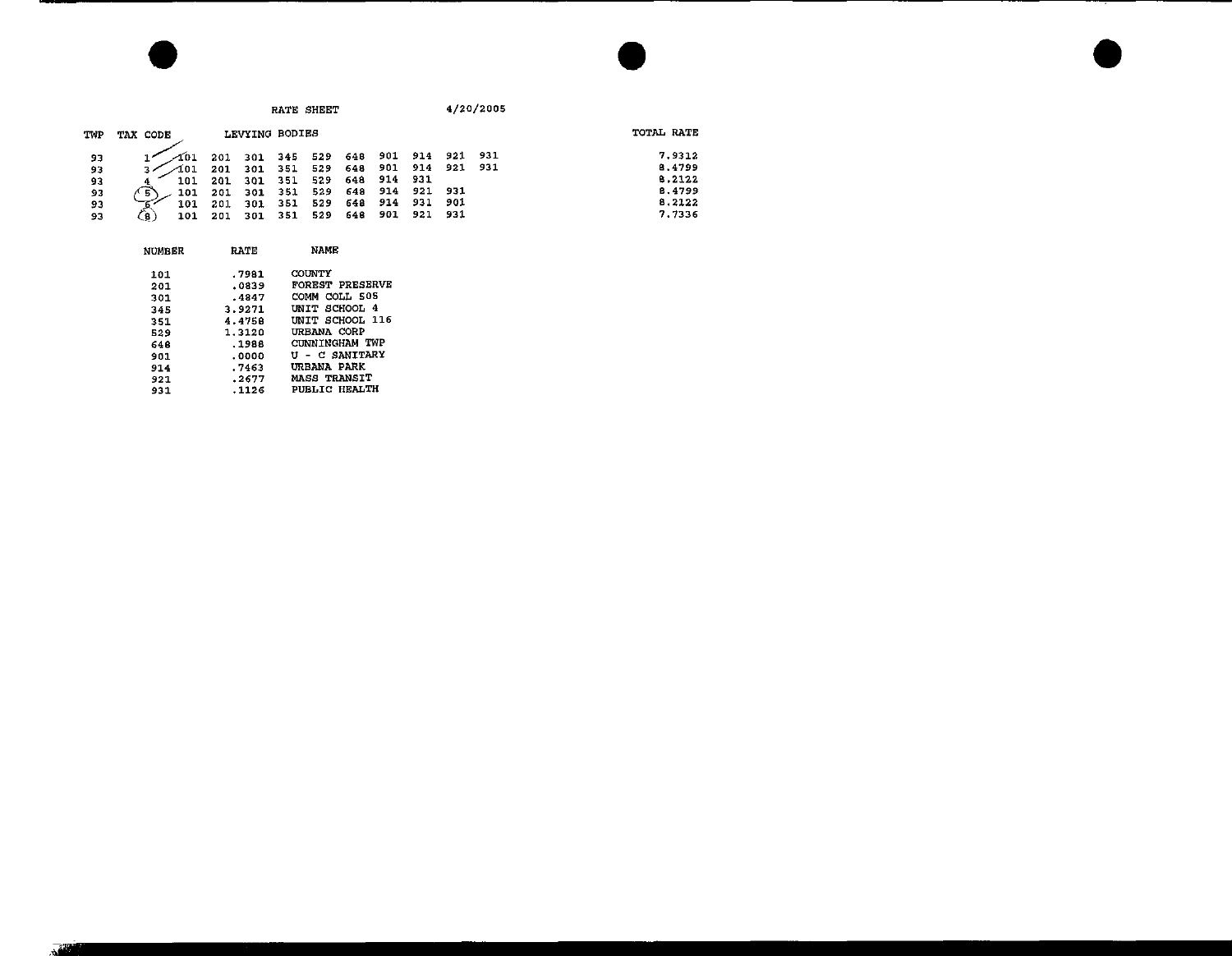RATE SHEET 4/20/2005

| TWP | TAX CODE | LEVYING BODIES | | | | | | | | | | TOTAL RATE |
|---|---|---|---|---|---|---|---|---|---|---|---|---|
| 93 | 1 | 101 | 201 | 301 | 345 | 529 | 648 | 901 | 914 | 921 | 931 | 7.9312 |
| 93 | 3 | 101 | 201 | 301 | 351 | 529 | 648 | 901 | 914 | 921 | 931 | 8.4799 |
| 93 | 4 | 101 | 201 | 301 | 351 | 529 | 648 | 914 | 931 | | | 8.2122 |
| 93 | 5 | 101 | 201 | 301 | 351 | 529 | 648 | 914 | 921 | 931 | | 8.4799 |
| 93 | 6 | 101 | 201 | 301 | 351 | 529 | 648 | 914 | 931 | 901 | | 8.2122 |
| 93 | 8 | 101 | 201 | 301 | 351 | 529 | 648 | 901 | 921 | 931 | | 7.7336 |

| NUMBER | RATE | NAME |
|---|---|---|
| 101 | .7981 | COUNTY |
| 201 | .0839 | FOREST PRESERVE |
| 301 | .4847 | COMM COLL 505 |
| 345 | 3.9271 | UNIT SCHOOL 4 |
| 351 | 4.4758 | UNIT SCHOOL 116 |
| 529 | 1.3120 | URBANA CORP |
| 648 | .1988 | CUNNINGHAM TWP |
| 901 | .0000 | U - C SANITARY |
| 914 | .7463 | URBANA PARK |
| 921 | .2677 | MASS TRANSIT |
| 931 | .1126 | PUBLIC HEALTH |